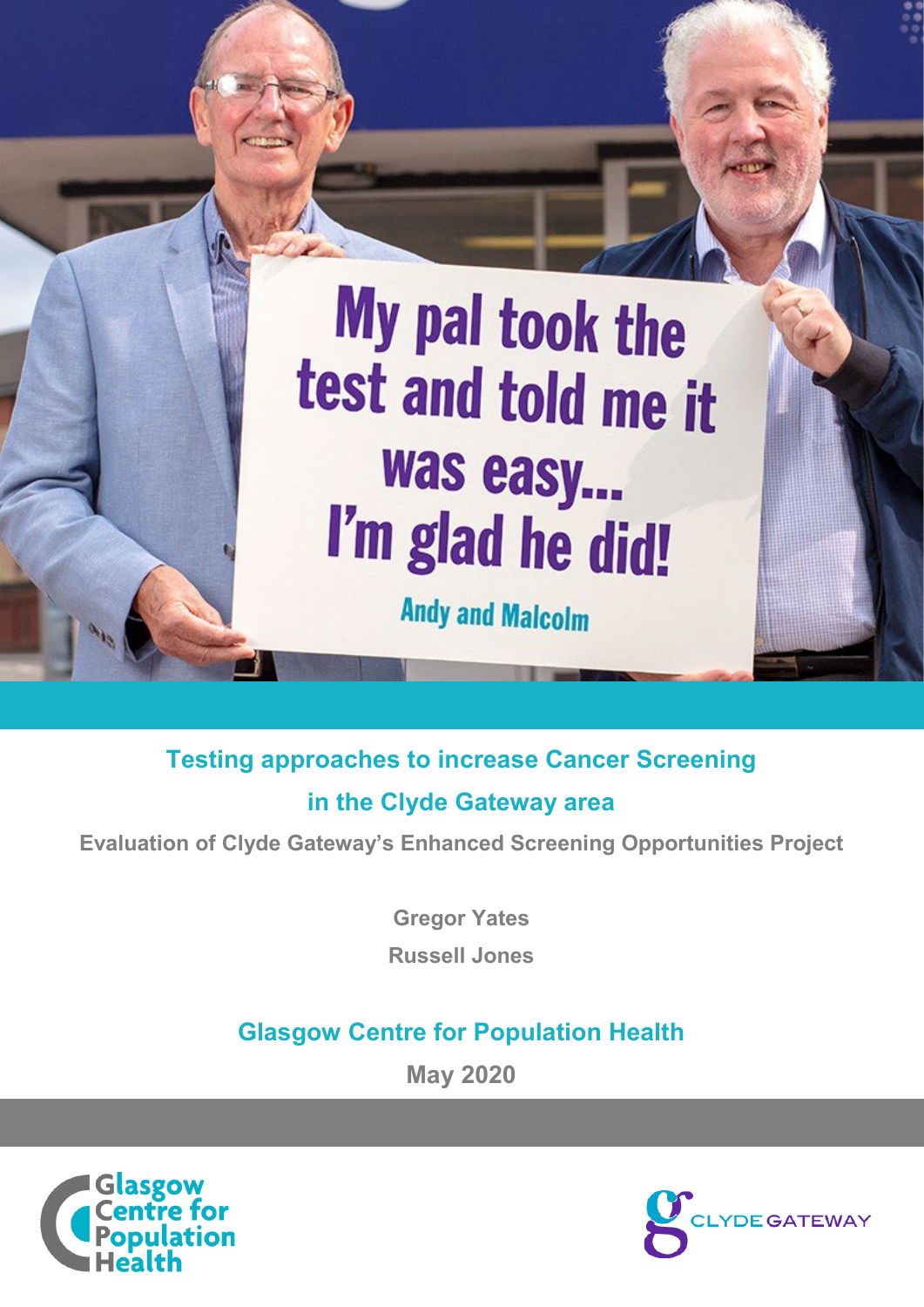# Testing approaches to increase Cancer Screening in the Clyde Gateway area

**Evaluation of Clyde Gateway's Enhanced Screening Opportunities Project**

Gregor Yates

Russell Jones

**Glasgow Centre for Population Health**

May 2020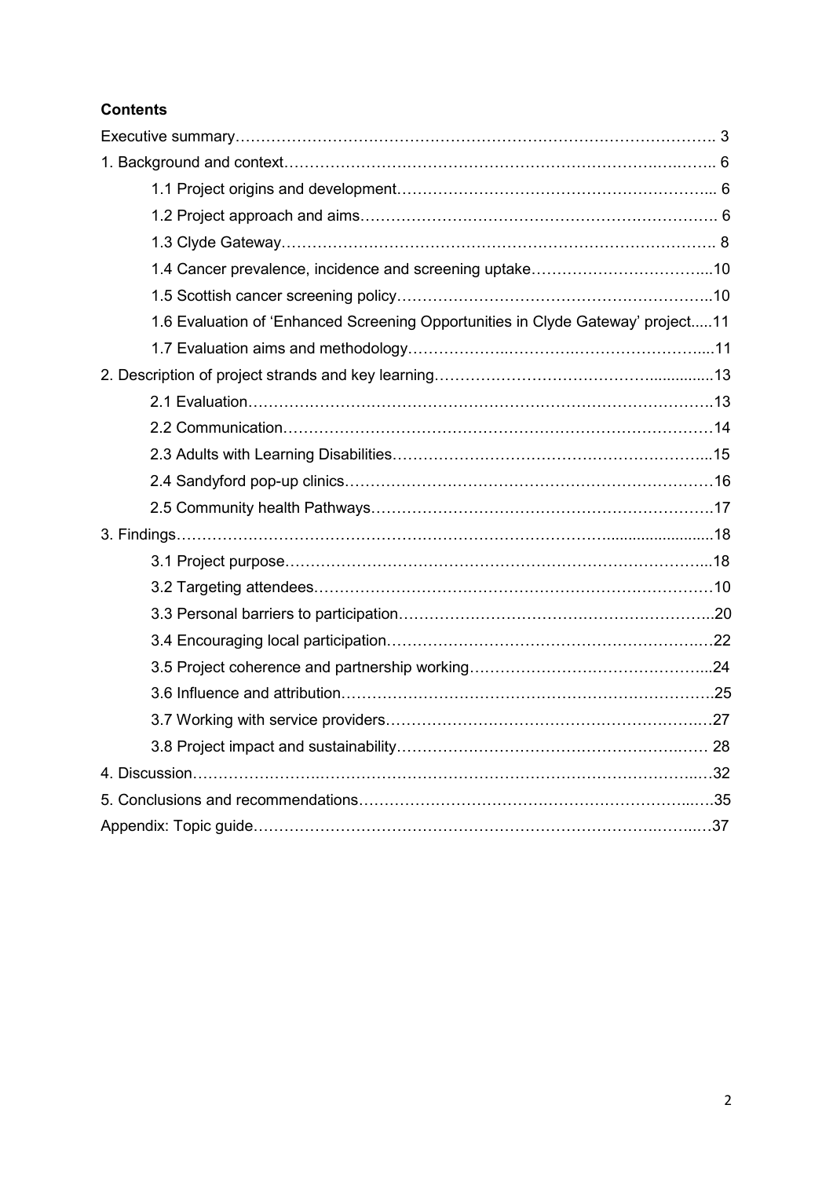**Contents**

Executive summary…………………………………………………………………………………. 3

1. Background and context………………………………………………………………………. 6

    1.1 Project origins and development……………………………………………………... 6

    1.2 Project approach and aims…………………………………………………………… 6

    1.3 Clyde Gateway………………………………………………………………………. 8

    1.4 Cancer prevalence, incidence and screening uptake…………………………….…...10

    1.5 Scottish cancer screening policy……………………………………………………..10

    1.6 Evaluation of 'Enhanced Screening Opportunities in Clyde Gateway' project.....11

    1.7 Evaluation aims and methodology…………………………………………………....11

2. Description of project strands and key learning……………………………………...............13

    2.1 Evaluation……………………………………………………………………………….13

    2.2 Communication…………………………………………………………………………14

    2.3 Adults with Learning Disabilities……………………………………………………...15

    2.4 Sandyford pop-up clinics………………………………………………………………16

    2.5 Community health Pathways………………………………………………………….17

3. Findings………………………………………………………………………........................18

    3.1 Project purpose………………………………………………………………………...18

    3.2 Targeting attendees……………………………………………………………………10

    3.3 Personal barriers to participation……………………………………………………..20

    3.4 Encouraging local participation………………………………………………………22

    3.5 Project coherence and partnership working…………………………………………...24

    3.6 Influence and attribution……………………………………………………………….25

    3.7 Working with service providers……………………………………………………….27

    3.8 Project impact and sustainability…………………………………………………… 28

4. Discussion…………………………………………………………………………………….32

5. Conclusions and recommendations……………………………………………………..….35

Appendix: Topic guide…………………………………………………………………………37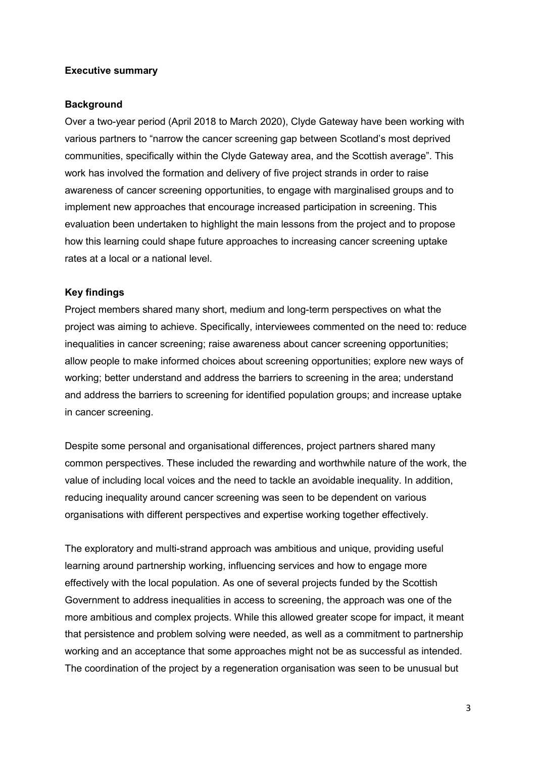## Executive summary

### Background

Over a two-year period (April 2018 to March 2020), Clyde Gateway have been working with various partners to "narrow the cancer screening gap between Scotland's most deprived communities, specifically within the Clyde Gateway area, and the Scottish average". This work has involved the formation and delivery of five project strands in order to raise awareness of cancer screening opportunities, to engage with marginalised groups and to implement new approaches that encourage increased participation in screening. This evaluation been undertaken to highlight the main lessons from the project and to propose how this learning could shape future approaches to increasing cancer screening uptake rates at a local or a national level.

### Key findings

Project members shared many short, medium and long-term perspectives on what the project was aiming to achieve. Specifically, interviewees commented on the need to: reduce inequalities in cancer screening; raise awareness about cancer screening opportunities; allow people to make informed choices about screening opportunities; explore new ways of working; better understand and address the barriers to screening in the area; understand and address the barriers to screening for identified population groups; and increase uptake in cancer screening.

Despite some personal and organisational differences, project partners shared many common perspectives. These included the rewarding and worthwhile nature of the work, the value of including local voices and the need to tackle an avoidable inequality. In addition, reducing inequality around cancer screening was seen to be dependent on various organisations with different perspectives and expertise working together effectively.

The exploratory and multi-strand approach was ambitious and unique, providing useful learning around partnership working, influencing services and how to engage more effectively with the local population. As one of several projects funded by the Scottish Government to address inequalities in access to screening, the approach was one of the more ambitious and complex projects. While this allowed greater scope for impact, it meant that persistence and problem solving were needed, as well as a commitment to partnership working and an acceptance that some approaches might not be as successful as intended. The coordination of the project by a regeneration organisation was seen to be unusual but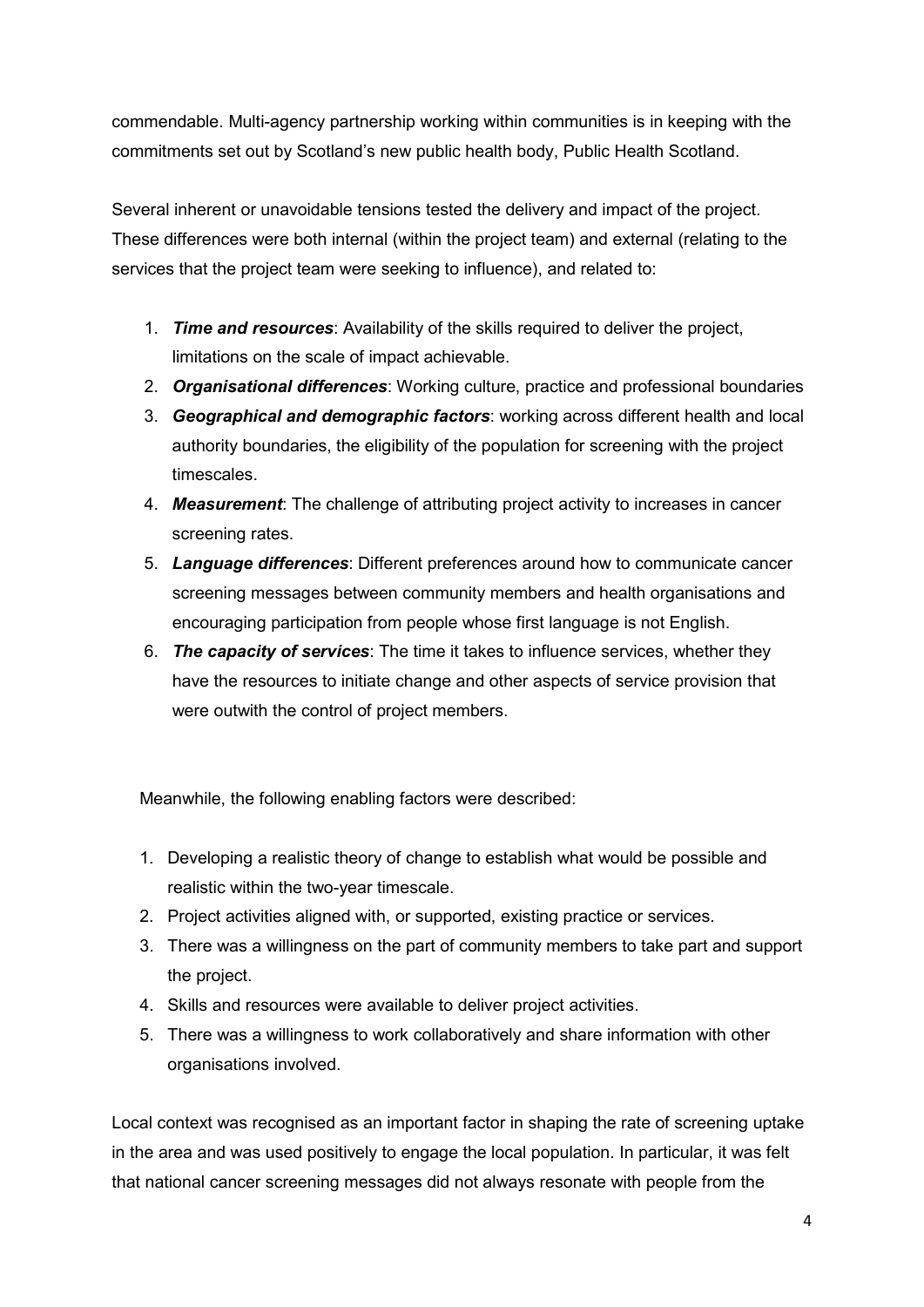commendable. Multi-agency partnership working within communities is in keeping with the commitments set out by Scotland's new public health body, Public Health Scotland.

Several inherent or unavoidable tensions tested the delivery and impact of the project. These differences were both internal (within the project team) and external (relating to the services that the project team were seeking to influence), and related to:

1. ***Time and resources***: Availability of the skills required to deliver the project, limitations on the scale of impact achievable.
2. ***Organisational differences***: Working culture, practice and professional boundaries
3. ***Geographical and demographic factors***: working across different health and local authority boundaries, the eligibility of the population for screening with the project timescales.
4. ***Measurement***: The challenge of attributing project activity to increases in cancer screening rates.
5. ***Language differences***: Different preferences around how to communicate cancer screening messages between community members and health organisations and encouraging participation from people whose first language is not English.
6. ***The capacity of services***: The time it takes to influence services, whether they have the resources to initiate change and other aspects of service provision that were outwith the control of project members.

Meanwhile, the following enabling factors were described:

1. Developing a realistic theory of change to establish what would be possible and realistic within the two-year timescale.
2. Project activities aligned with, or supported, existing practice or services.
3. There was a willingness on the part of community members to take part and support the project.
4. Skills and resources were available to deliver project activities.
5. There was a willingness to work collaboratively and share information with other organisations involved.

Local context was recognised as an important factor in shaping the rate of screening uptake in the area and was used positively to engage the local population. In particular, it was felt that national cancer screening messages did not always resonate with people from the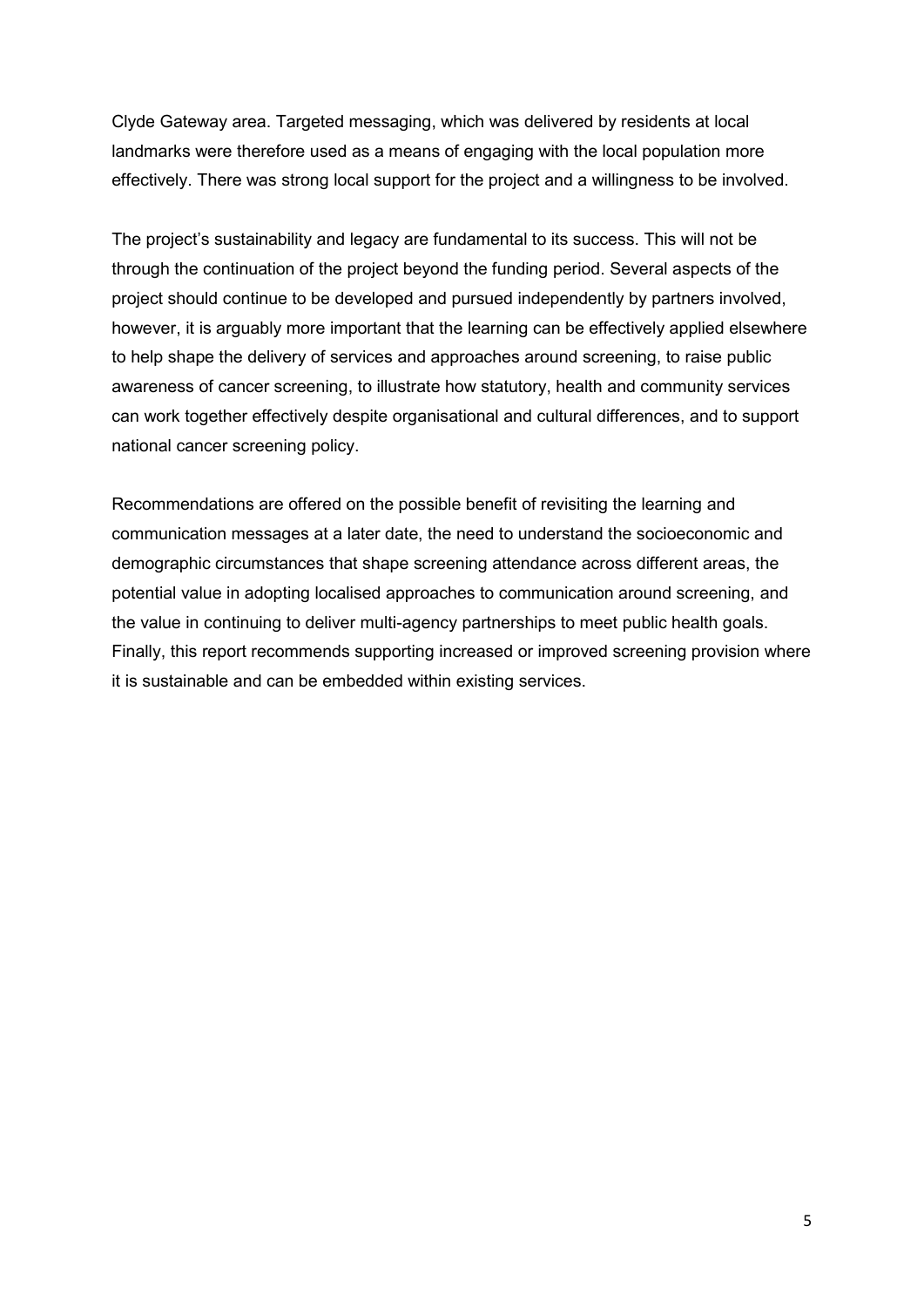Clyde Gateway area. Targeted messaging, which was delivered by residents at local landmarks were therefore used as a means of engaging with the local population more effectively. There was strong local support for the project and a willingness to be involved.

The project's sustainability and legacy are fundamental to its success. This will not be through the continuation of the project beyond the funding period. Several aspects of the project should continue to be developed and pursued independently by partners involved, however, it is arguably more important that the learning can be effectively applied elsewhere to help shape the delivery of services and approaches around screening, to raise public awareness of cancer screening, to illustrate how statutory, health and community services can work together effectively despite organisational and cultural differences, and to support national cancer screening policy.

Recommendations are offered on the possible benefit of revisiting the learning and communication messages at a later date, the need to understand the socioeconomic and demographic circumstances that shape screening attendance across different areas, the potential value in adopting localised approaches to communication around screening, and the value in continuing to deliver multi-agency partnerships to meet public health goals. Finally, this report recommends supporting increased or improved screening provision where it is sustainable and can be embedded within existing services.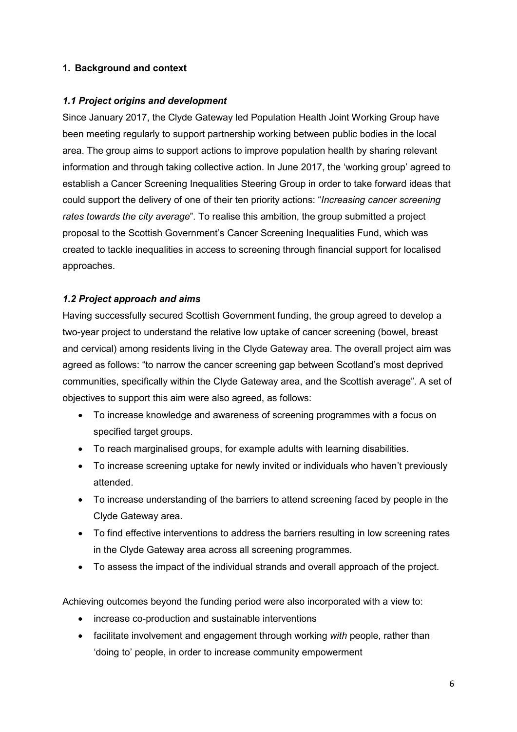## 1. Background and context

### *1.1 Project origins and development*

Since January 2017, the Clyde Gateway led Population Health Joint Working Group have been meeting regularly to support partnership working between public bodies in the local area. The group aims to support actions to improve population health by sharing relevant information and through taking collective action. In June 2017, the 'working group' agreed to establish a Cancer Screening Inequalities Steering Group in order to take forward ideas that could support the delivery of one of their ten priority actions: "*Increasing cancer screening rates towards the city average*". To realise this ambition, the group submitted a project proposal to the Scottish Government's Cancer Screening Inequalities Fund, which was created to tackle inequalities in access to screening through financial support for localised approaches.

### *1.2 Project approach and aims*

Having successfully secured Scottish Government funding, the group agreed to develop a two-year project to understand the relative low uptake of cancer screening (bowel, breast and cervical) among residents living in the Clyde Gateway area. The overall project aim was agreed as follows: "to narrow the cancer screening gap between Scotland's most deprived communities, specifically within the Clyde Gateway area, and the Scottish average". A set of objectives to support this aim were also agreed, as follows:

- To increase knowledge and awareness of screening programmes with a focus on specified target groups.
- To reach marginalised groups, for example adults with learning disabilities.
- To increase screening uptake for newly invited or individuals who haven't previously attended.
- To increase understanding of the barriers to attend screening faced by people in the Clyde Gateway area.
- To find effective interventions to address the barriers resulting in low screening rates in the Clyde Gateway area across all screening programmes.
- To assess the impact of the individual strands and overall approach of the project.

Achieving outcomes beyond the funding period were also incorporated with a view to:

- increase co-production and sustainable interventions
- facilitate involvement and engagement through working *with* people, rather than 'doing to' people, in order to increase community empowerment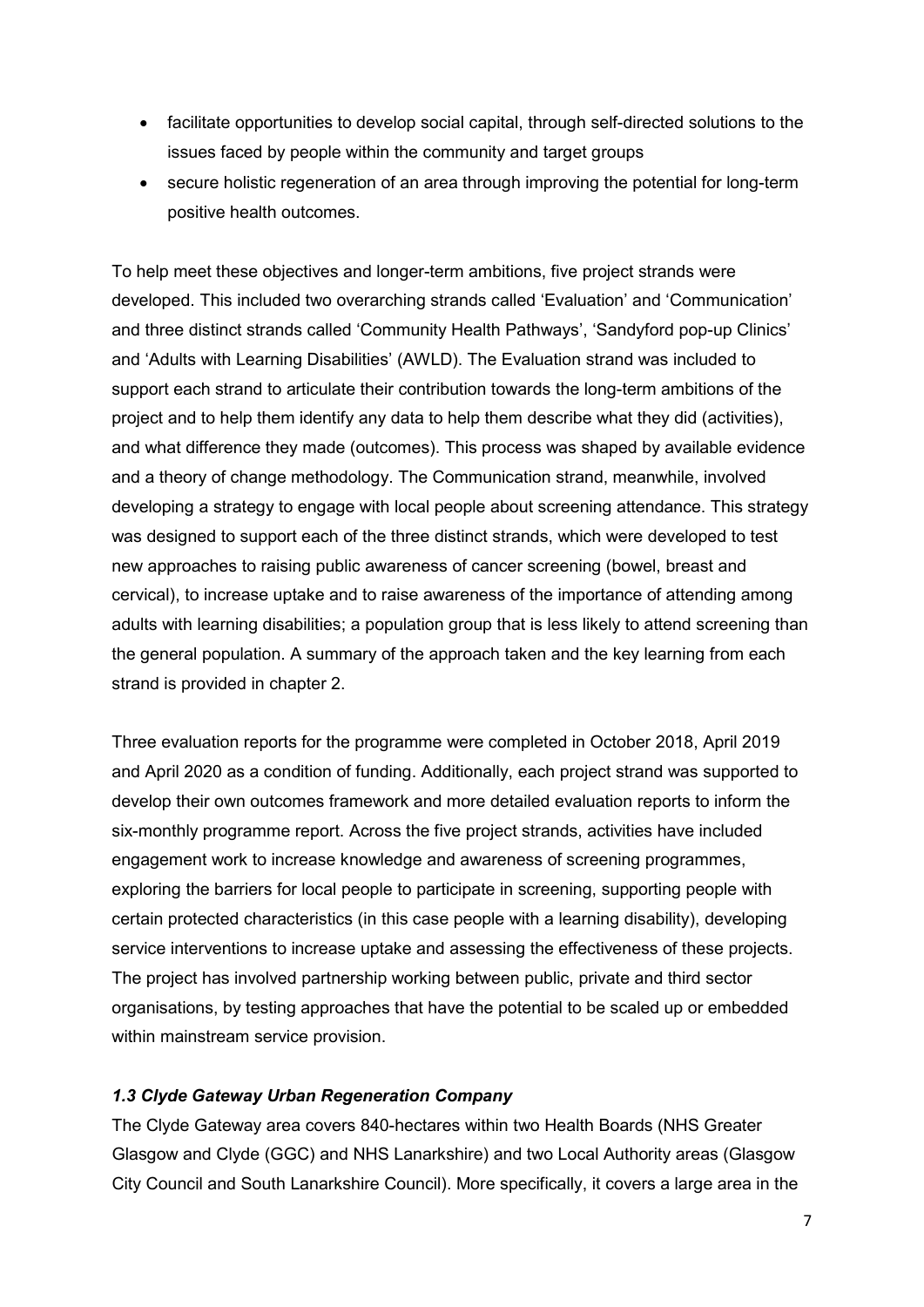- facilitate opportunities to develop social capital, through self-directed solutions to the issues faced by people within the community and target groups
- secure holistic regeneration of an area through improving the potential for long-term positive health outcomes.

To help meet these objectives and longer-term ambitions, five project strands were developed. This included two overarching strands called 'Evaluation' and 'Communication' and three distinct strands called 'Community Health Pathways', 'Sandyford pop-up Clinics' and 'Adults with Learning Disabilities' (AWLD). The Evaluation strand was included to support each strand to articulate their contribution towards the long-term ambitions of the project and to help them identify any data to help them describe what they did (activities), and what difference they made (outcomes). This process was shaped by available evidence and a theory of change methodology. The Communication strand, meanwhile, involved developing a strategy to engage with local people about screening attendance. This strategy was designed to support each of the three distinct strands, which were developed to test new approaches to raising public awareness of cancer screening (bowel, breast and cervical), to increase uptake and to raise awareness of the importance of attending among adults with learning disabilities; a population group that is less likely to attend screening than the general population. A summary of the approach taken and the key learning from each strand is provided in chapter 2.

Three evaluation reports for the programme were completed in October 2018, April 2019 and April 2020 as a condition of funding. Additionally, each project strand was supported to develop their own outcomes framework and more detailed evaluation reports to inform the six-monthly programme report. Across the five project strands, activities have included engagement work to increase knowledge and awareness of screening programmes, exploring the barriers for local people to participate in screening, supporting people with certain protected characteristics (in this case people with a learning disability), developing service interventions to increase uptake and assessing the effectiveness of these projects. The project has involved partnership working between public, private and third sector organisations, by testing approaches that have the potential to be scaled up or embedded within mainstream service provision.

### *1.3 Clyde Gateway Urban Regeneration Company*

The Clyde Gateway area covers 840-hectares within two Health Boards (NHS Greater Glasgow and Clyde (GGC) and NHS Lanarkshire) and two Local Authority areas (Glasgow City Council and South Lanarkshire Council). More specifically, it covers a large area in the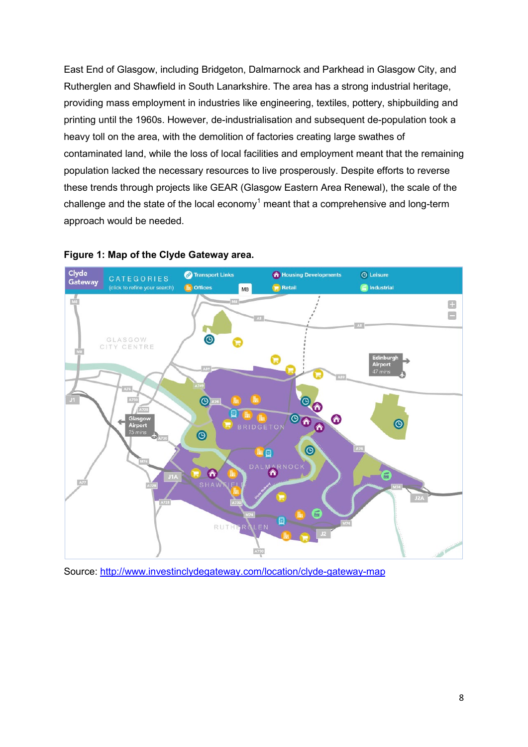East End of Glasgow, including Bridgeton, Dalmarnock and Parkhead in Glasgow City, and Rutherglen and Shawfield in South Lanarkshire. The area has a strong industrial heritage, providing mass employment in industries like engineering, textiles, pottery, shipbuilding and printing until the 1960s. However, de-industrialisation and subsequent de-population took a heavy toll on the area, with the demolition of factories creating large swathes of contaminated land, while the loss of local facilities and employment meant that the remaining population lacked the necessary resources to live prosperously. Despite efforts to reverse these trends through projects like GEAR (Glasgow Eastern Area Renewal), the scale of the challenge and the state of the local economy[1] meant that a comprehensive and long-term approach would be needed.

**Figure 1: Map of the Clyde Gateway area.**

Source: http://www.investinclydegateway.com/location/clyde-gateway-map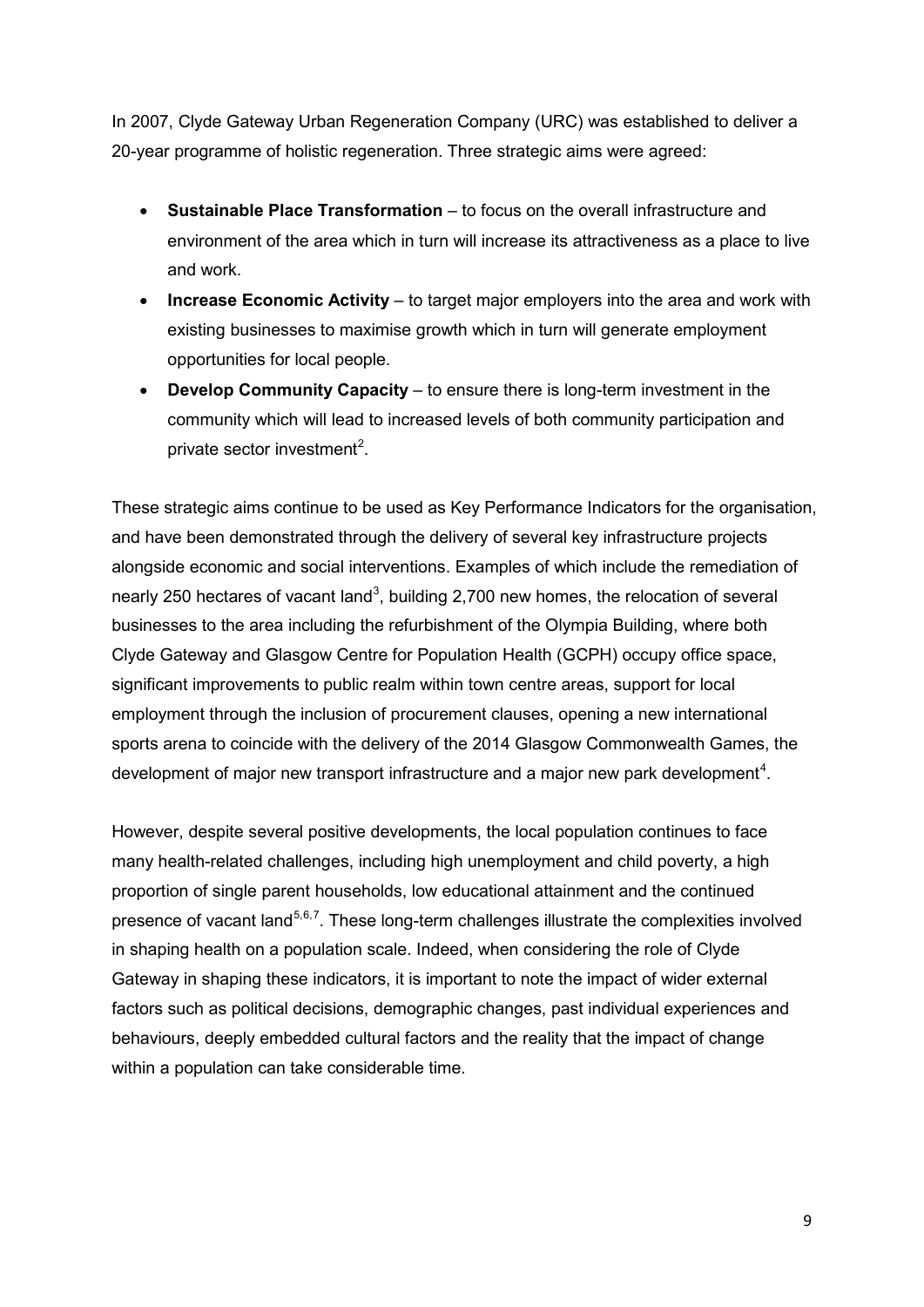In 2007, Clyde Gateway Urban Regeneration Company (URC) was established to deliver a 20-year programme of holistic regeneration. Three strategic aims were agreed:

- **Sustainable Place Transformation** – to focus on the overall infrastructure and environment of the area which in turn will increase its attractiveness as a place to live and work.
- **Increase Economic Activity** – to target major employers into the area and work with existing businesses to maximise growth which in turn will generate employment opportunities for local people.
- **Develop Community Capacity** – to ensure there is long-term investment in the community which will lead to increased levels of both community participation and private sector investment[2].

These strategic aims continue to be used as Key Performance Indicators for the organisation, and have been demonstrated through the delivery of several key infrastructure projects alongside economic and social interventions. Examples of which include the remediation of nearly 250 hectares of vacant land[3], building 2,700 new homes, the relocation of several businesses to the area including the refurbishment of the Olympia Building, where both Clyde Gateway and Glasgow Centre for Population Health (GCPH) occupy office space, significant improvements to public realm within town centre areas, support for local employment through the inclusion of procurement clauses, opening a new international sports arena to coincide with the delivery of the 2014 Glasgow Commonwealth Games, the development of major new transport infrastructure and a major new park development[4].

However, despite several positive developments, the local population continues to face many health-related challenges, including high unemployment and child poverty, a high proportion of single parent households, low educational attainment and the continued presence of vacant land[5,6,7]. These long-term challenges illustrate the complexities involved in shaping health on a population scale. Indeed, when considering the role of Clyde Gateway in shaping these indicators, it is important to note the impact of wider external factors such as political decisions, demographic changes, past individual experiences and behaviours, deeply embedded cultural factors and the reality that the impact of change within a population can take considerable time.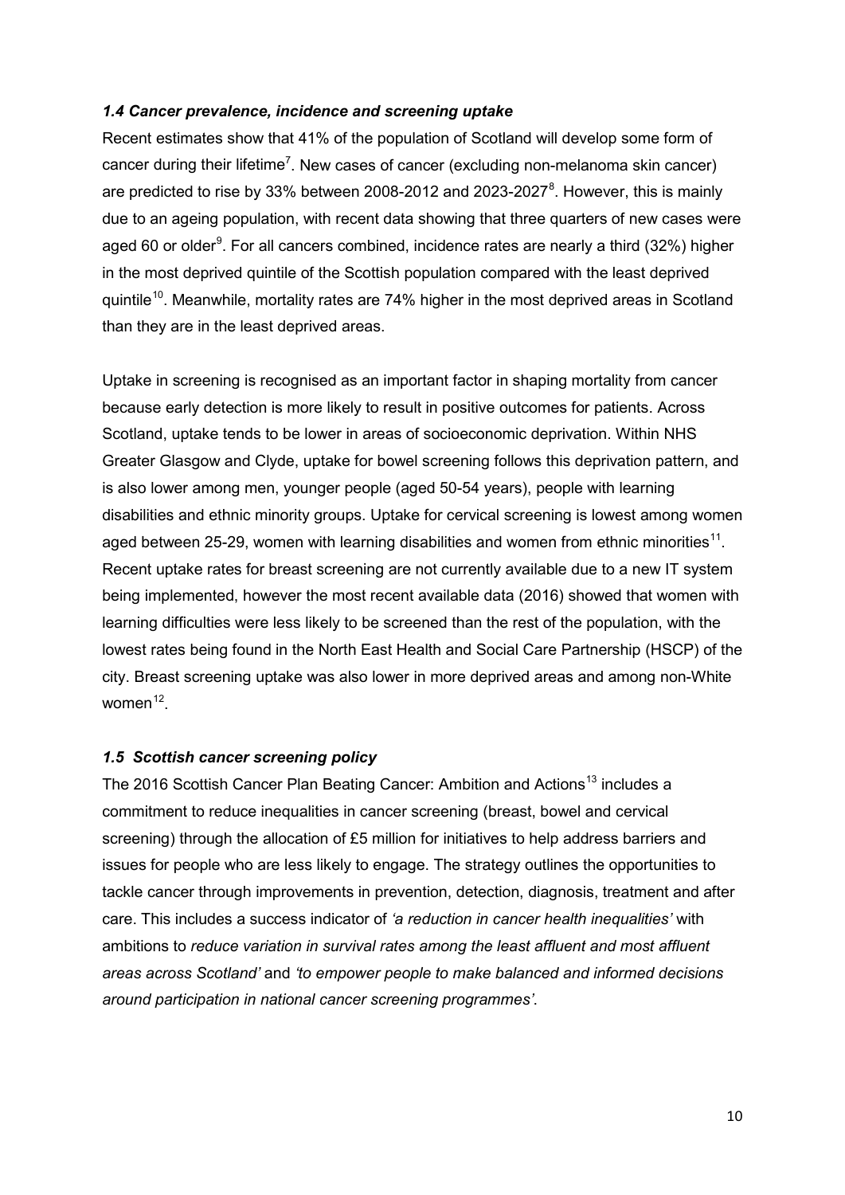### *1.4 Cancer prevalence, incidence and screening uptake*

Recent estimates show that 41% of the population of Scotland will develop some form of cancer during their lifetime[7]. New cases of cancer (excluding non-melanoma skin cancer) are predicted to rise by 33% between 2008-2012 and 2023-2027[8]. However, this is mainly due to an ageing population, with recent data showing that three quarters of new cases were aged 60 or older[9]. For all cancers combined, incidence rates are nearly a third (32%) higher in the most deprived quintile of the Scottish population compared with the least deprived quintile[10]. Meanwhile, mortality rates are 74% higher in the most deprived areas in Scotland than they are in the least deprived areas.

Uptake in screening is recognised as an important factor in shaping mortality from cancer because early detection is more likely to result in positive outcomes for patients. Across Scotland, uptake tends to be lower in areas of socioeconomic deprivation. Within NHS Greater Glasgow and Clyde, uptake for bowel screening follows this deprivation pattern, and is also lower among men, younger people (aged 50-54 years), people with learning disabilities and ethnic minority groups. Uptake for cervical screening is lowest among women aged between 25-29, women with learning disabilities and women from ethnic minorities[11]. Recent uptake rates for breast screening are not currently available due to a new IT system being implemented, however the most recent available data (2016) showed that women with learning difficulties were less likely to be screened than the rest of the population, with the lowest rates being found in the North East Health and Social Care Partnership (HSCP) of the city. Breast screening uptake was also lower in more deprived areas and among non-White women[12].

### *1.5 Scottish cancer screening policy*

The 2016 Scottish Cancer Plan Beating Cancer: Ambition and Actions[13] includes a commitment to reduce inequalities in cancer screening (breast, bowel and cervical screening) through the allocation of £5 million for initiatives to help address barriers and issues for people who are less likely to engage. The strategy outlines the opportunities to tackle cancer through improvements in prevention, detection, diagnosis, treatment and after care. This includes a success indicator of *'a reduction in cancer health inequalities'* with ambitions to *reduce variation in survival rates among the least affluent and most affluent areas across Scotland'* and *'to empower people to make balanced and informed decisions around participation in national cancer screening programmes'*.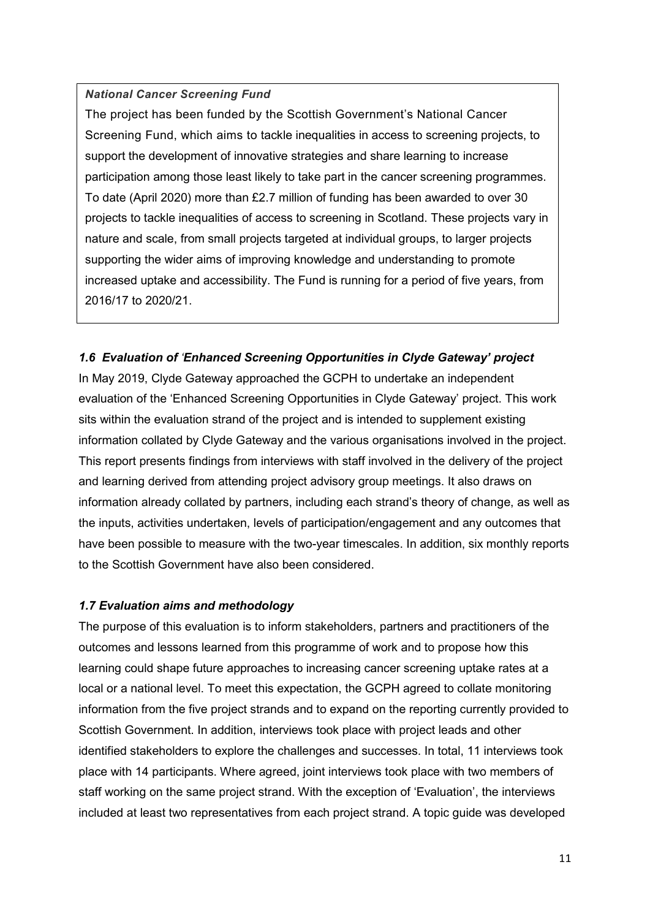***National Cancer Screening Fund***

The project has been funded by the Scottish Government's National Cancer Screening Fund, which aims to tackle inequalities in access to screening projects, to support the development of innovative strategies and share learning to increase participation among those least likely to take part in the cancer screening programmes. To date (April 2020) more than £2.7 million of funding has been awarded to over 30 projects to tackle inequalities of access to screening in Scotland. These projects vary in nature and scale, from small projects targeted at individual groups, to larger projects supporting the wider aims of improving knowledge and understanding to promote increased uptake and accessibility. The Fund is running for a period of five years, from 2016/17 to 2020/21.

### *1.6 Evaluation of 'Enhanced Screening Opportunities in Clyde Gateway' project*

In May 2019, Clyde Gateway approached the GCPH to undertake an independent evaluation of the 'Enhanced Screening Opportunities in Clyde Gateway' project. This work sits within the evaluation strand of the project and is intended to supplement existing information collated by Clyde Gateway and the various organisations involved in the project. This report presents findings from interviews with staff involved in the delivery of the project and learning derived from attending project advisory group meetings. It also draws on information already collated by partners, including each strand's theory of change, as well as the inputs, activities undertaken, levels of participation/engagement and any outcomes that have been possible to measure with the two-year timescales. In addition, six monthly reports to the Scottish Government have also been considered.

### *1.7 Evaluation aims and methodology*

The purpose of this evaluation is to inform stakeholders, partners and practitioners of the outcomes and lessons learned from this programme of work and to propose how this learning could shape future approaches to increasing cancer screening uptake rates at a local or a national level. To meet this expectation, the GCPH agreed to collate monitoring information from the five project strands and to expand on the reporting currently provided to Scottish Government. In addition, interviews took place with project leads and other identified stakeholders to explore the challenges and successes. In total, 11 interviews took place with 14 participants. Where agreed, joint interviews took place with two members of staff working on the same project strand. With the exception of 'Evaluation', the interviews included at least two representatives from each project strand. A topic guide was developed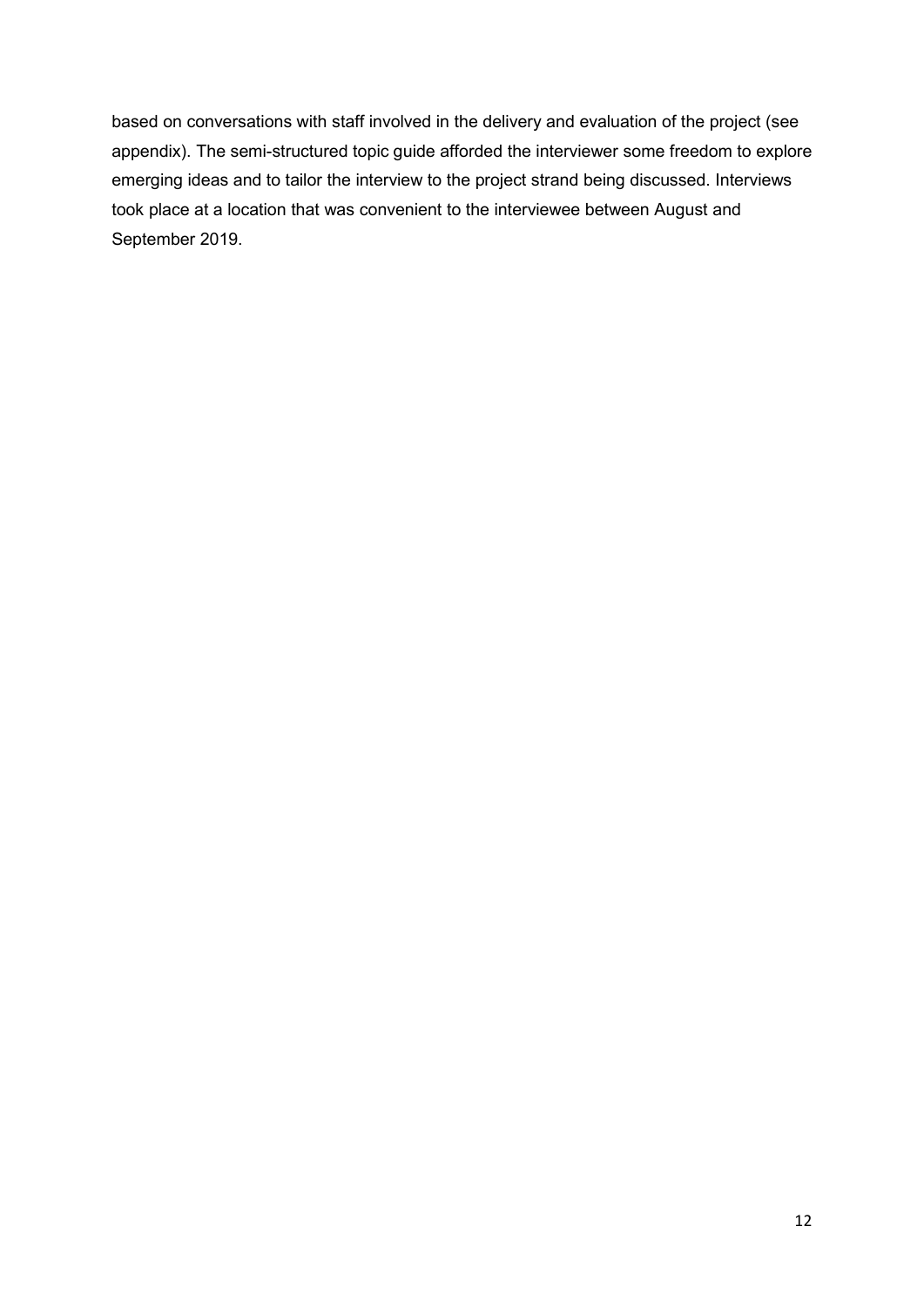based on conversations with staff involved in the delivery and evaluation of the project (see appendix). The semi-structured topic guide afforded the interviewer some freedom to explore emerging ideas and to tailor the interview to the project strand being discussed. Interviews took place at a location that was convenient to the interviewee between August and September 2019.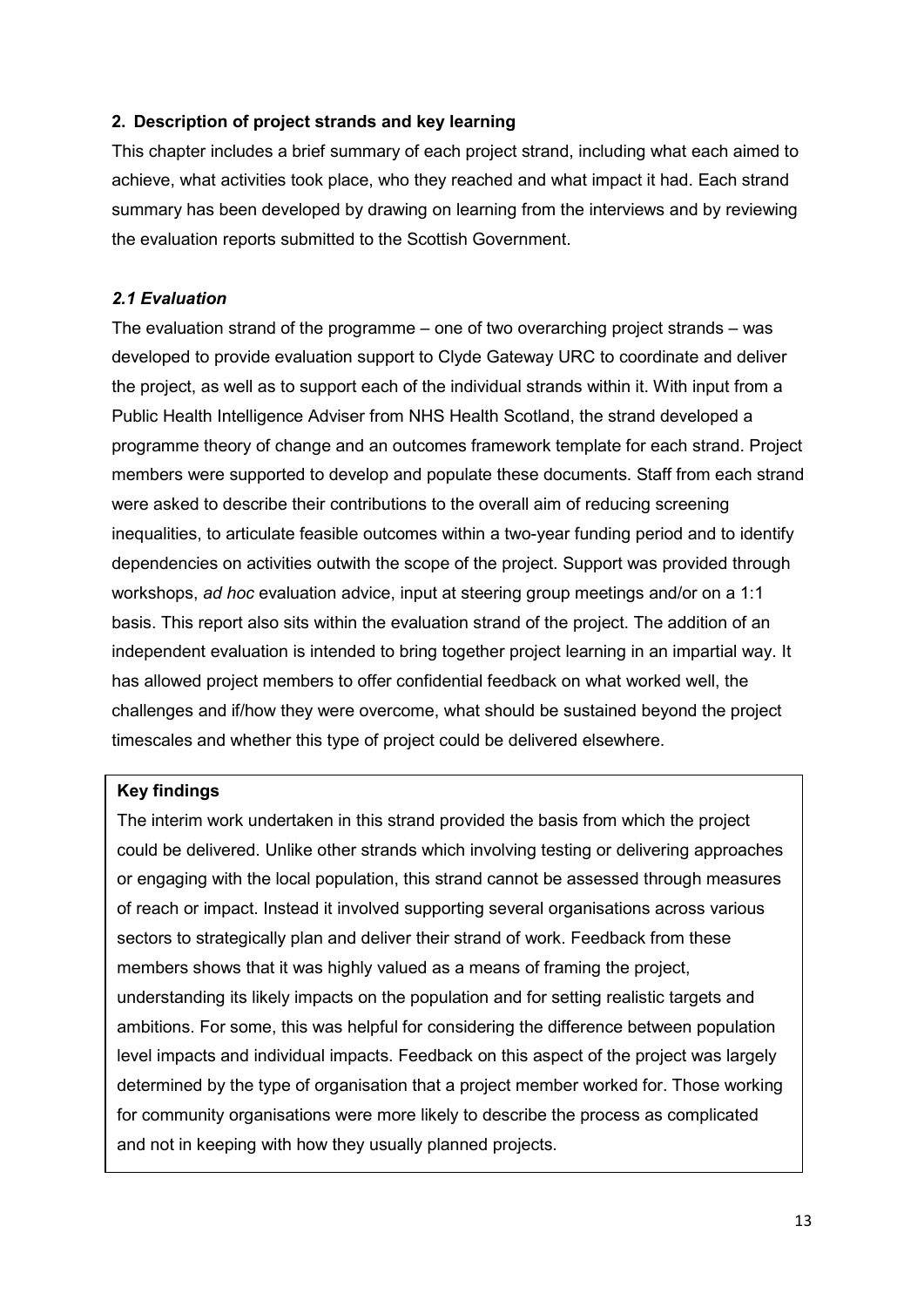## 2. Description of project strands and key learning

This chapter includes a brief summary of each project strand, including what each aimed to achieve, what activities took place, who they reached and what impact it had. Each strand summary has been developed by drawing on learning from the interviews and by reviewing the evaluation reports submitted to the Scottish Government.

### *2.1 Evaluation*

The evaluation strand of the programme – one of two overarching project strands – was developed to provide evaluation support to Clyde Gateway URC to coordinate and deliver the project, as well as to support each of the individual strands within it. With input from a Public Health Intelligence Adviser from NHS Health Scotland, the strand developed a programme theory of change and an outcomes framework template for each strand. Project members were supported to develop and populate these documents. Staff from each strand were asked to describe their contributions to the overall aim of reducing screening inequalities, to articulate feasible outcomes within a two-year funding period and to identify dependencies on activities outwith the scope of the project. Support was provided through workshops, *ad hoc* evaluation advice, input at steering group meetings and/or on a 1:1 basis. This report also sits within the evaluation strand of the project. The addition of an independent evaluation is intended to bring together project learning in an impartial way. It has allowed project members to offer confidential feedback on what worked well, the challenges and if/how they were overcome, what should be sustained beyond the project timescales and whether this type of project could be delivered elsewhere.

**Key findings**

The interim work undertaken in this strand provided the basis from which the project could be delivered. Unlike other strands which involving testing or delivering approaches or engaging with the local population, this strand cannot be assessed through measures of reach or impact. Instead it involved supporting several organisations across various sectors to strategically plan and deliver their strand of work. Feedback from these members shows that it was highly valued as a means of framing the project, understanding its likely impacts on the population and for setting realistic targets and ambitions. For some, this was helpful for considering the difference between population level impacts and individual impacts. Feedback on this aspect of the project was largely determined by the type of organisation that a project member worked for. Those working for community organisations were more likely to describe the process as complicated and not in keeping with how they usually planned projects.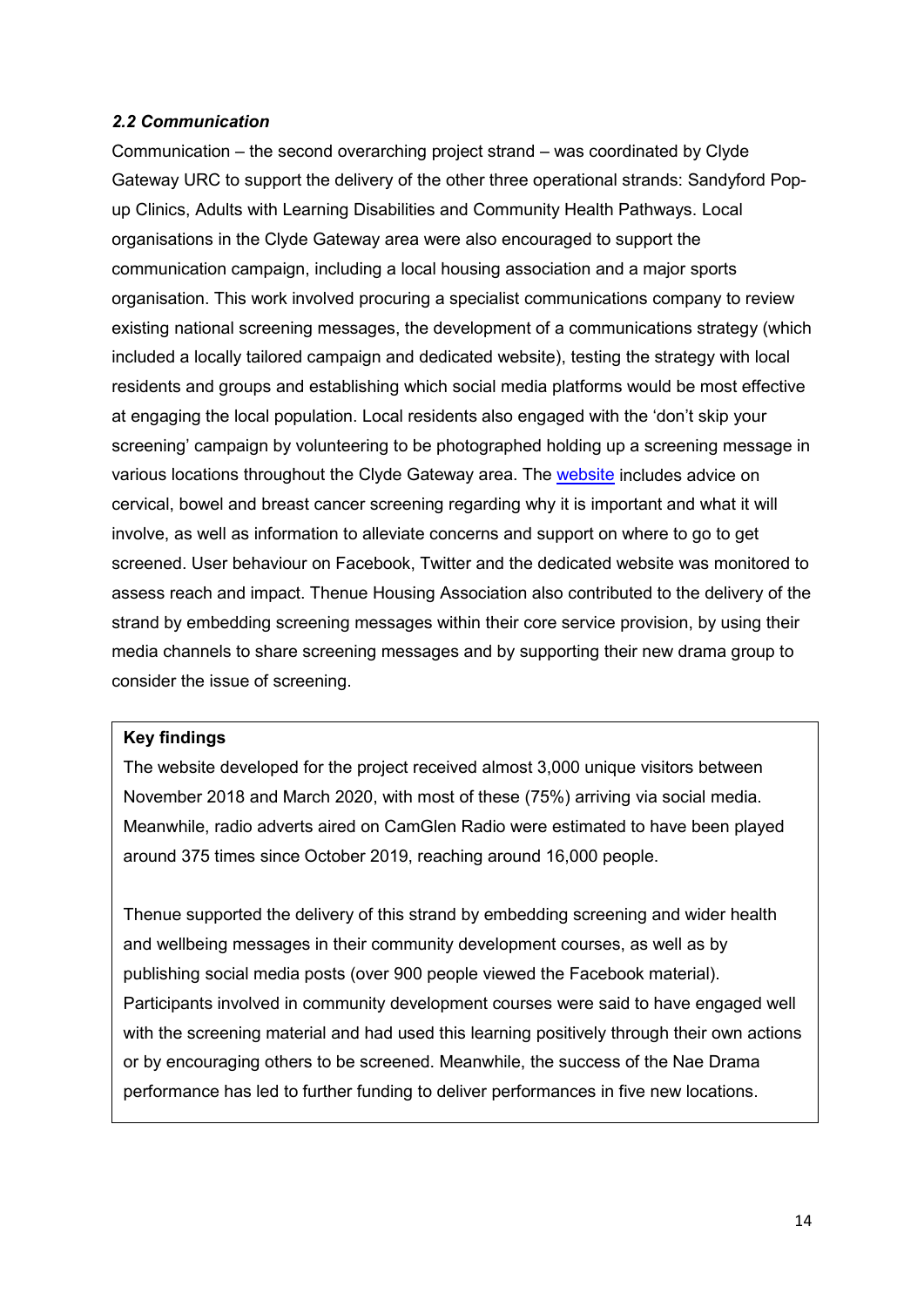### *2.2 Communication*

Communication – the second overarching project strand – was coordinated by Clyde Gateway URC to support the delivery of the other three operational strands: Sandyford Pop-up Clinics, Adults with Learning Disabilities and Community Health Pathways. Local organisations in the Clyde Gateway area were also encouraged to support the communication campaign, including a local housing association and a major sports organisation. This work involved procuring a specialist communications company to review existing national screening messages, the development of a communications strategy (which included a locally tailored campaign and dedicated website), testing the strategy with local residents and groups and establishing which social media platforms would be most effective at engaging the local population. Local residents also engaged with the 'don't skip your screening' campaign by volunteering to be photographed holding up a screening message in various locations throughout the Clyde Gateway area. The website includes advice on cervical, bowel and breast cancer screening regarding why it is important and what it will involve, as well as information to alleviate concerns and support on where to go to get screened. User behaviour on Facebook, Twitter and the dedicated website was monitored to assess reach and impact. Thenue Housing Association also contributed to the delivery of the strand by embedding screening messages within their core service provision, by using their media channels to share screening messages and by supporting their new drama group to consider the issue of screening.

**Key findings**

The website developed for the project received almost 3,000 unique visitors between November 2018 and March 2020, with most of these (75%) arriving via social media. Meanwhile, radio adverts aired on CamGlen Radio were estimated to have been played around 375 times since October 2019, reaching around 16,000 people.

Thenue supported the delivery of this strand by embedding screening and wider health and wellbeing messages in their community development courses, as well as by publishing social media posts (over 900 people viewed the Facebook material). Participants involved in community development courses were said to have engaged well with the screening material and had used this learning positively through their own actions or by encouraging others to be screened. Meanwhile, the success of the Nae Drama performance has led to further funding to deliver performances in five new locations.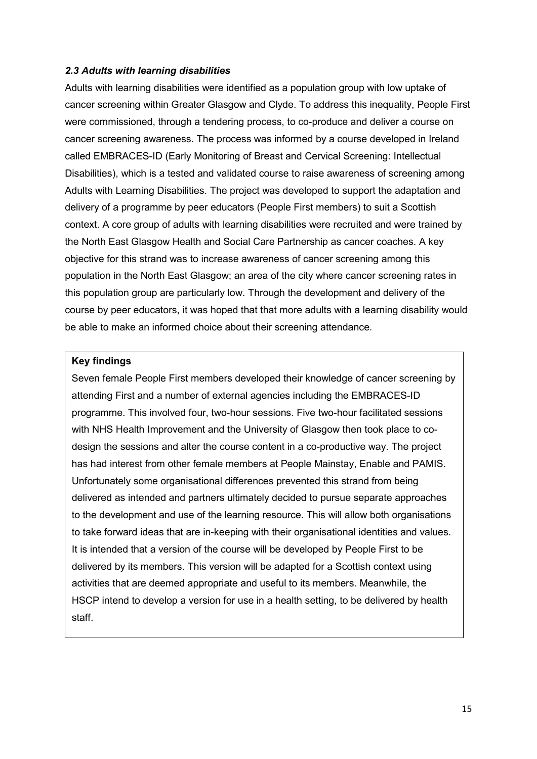### *2.3 Adults with learning disabilities*

Adults with learning disabilities were identified as a population group with low uptake of cancer screening within Greater Glasgow and Clyde. To address this inequality, People First were commissioned, through a tendering process, to co-produce and deliver a course on cancer screening awareness. The process was informed by a course developed in Ireland called EMBRACES-ID (Early Monitoring of Breast and Cervical Screening: Intellectual Disabilities), which is a tested and validated course to raise awareness of screening among Adults with Learning Disabilities. The project was developed to support the adaptation and delivery of a programme by peer educators (People First members) to suit a Scottish context. A core group of adults with learning disabilities were recruited and were trained by the North East Glasgow Health and Social Care Partnership as cancer coaches. A key objective for this strand was to increase awareness of cancer screening among this population in the North East Glasgow; an area of the city where cancer screening rates in this population group are particularly low. Through the development and delivery of the course by peer educators, it was hoped that that more adults with a learning disability would be able to make an informed choice about their screening attendance.

**Key findings**

Seven female People First members developed their knowledge of cancer screening by attending First and a number of external agencies including the EMBRACES-ID programme. This involved four, two-hour sessions. Five two-hour facilitated sessions with NHS Health Improvement and the University of Glasgow then took place to co-design the sessions and alter the course content in a co-productive way. The project has had interest from other female members at People Mainstay, Enable and PAMIS. Unfortunately some organisational differences prevented this strand from being delivered as intended and partners ultimately decided to pursue separate approaches to the development and use of the learning resource. This will allow both organisations to take forward ideas that are in-keeping with their organisational identities and values. It is intended that a version of the course will be developed by People First to be delivered by its members. This version will be adapted for a Scottish context using activities that are deemed appropriate and useful to its members. Meanwhile, the HSCP intend to develop a version for use in a health setting, to be delivered by health staff.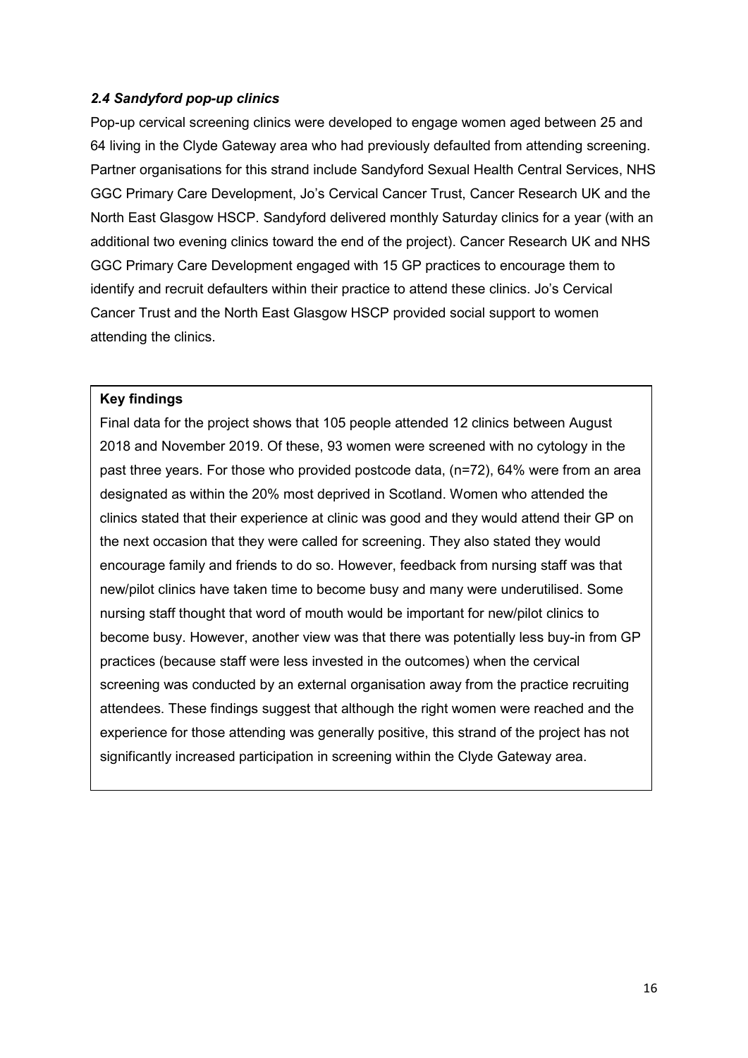### *2.4 Sandyford pop-up clinics*

Pop-up cervical screening clinics were developed to engage women aged between 25 and 64 living in the Clyde Gateway area who had previously defaulted from attending screening. Partner organisations for this strand include Sandyford Sexual Health Central Services, NHS GGC Primary Care Development, Jo's Cervical Cancer Trust, Cancer Research UK and the North East Glasgow HSCP. Sandyford delivered monthly Saturday clinics for a year (with an additional two evening clinics toward the end of the project). Cancer Research UK and NHS GGC Primary Care Development engaged with 15 GP practices to encourage them to identify and recruit defaulters within their practice to attend these clinics. Jo's Cervical Cancer Trust and the North East Glasgow HSCP provided social support to women attending the clinics.

**Key findings**

Final data for the project shows that 105 people attended 12 clinics between August 2018 and November 2019. Of these, 93 women were screened with no cytology in the past three years. For those who provided postcode data, (n=72), 64% were from an area designated as within the 20% most deprived in Scotland. Women who attended the clinics stated that their experience at clinic was good and they would attend their GP on the next occasion that they were called for screening. They also stated they would encourage family and friends to do so. However, feedback from nursing staff was that new/pilot clinics have taken time to become busy and many were underutilised. Some nursing staff thought that word of mouth would be important for new/pilot clinics to become busy. However, another view was that there was potentially less buy-in from GP practices (because staff were less invested in the outcomes) when the cervical screening was conducted by an external organisation away from the practice recruiting attendees. These findings suggest that although the right women were reached and the experience for those attending was generally positive, this strand of the project has not significantly increased participation in screening within the Clyde Gateway area.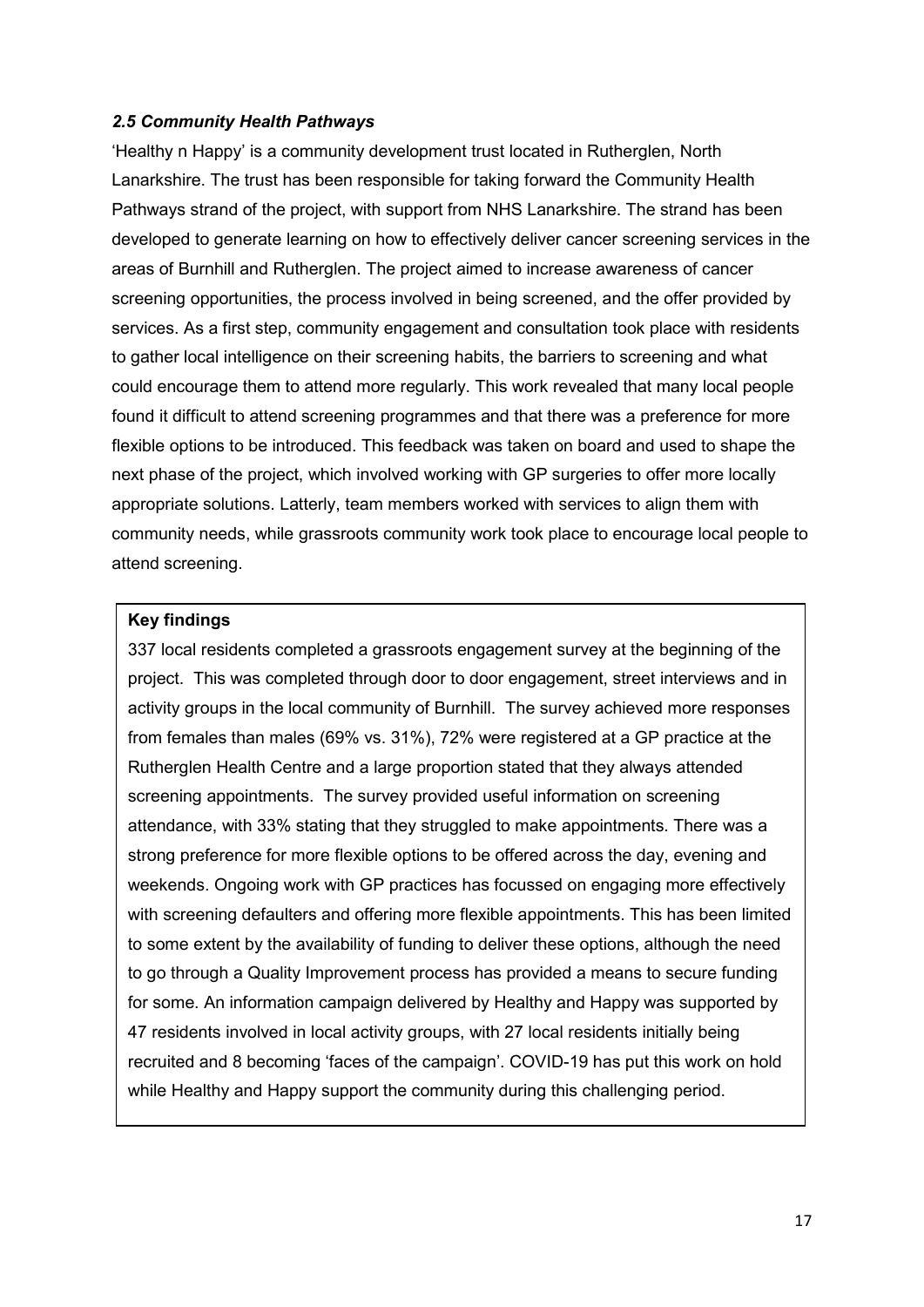### *2.5 Community Health Pathways*

'Healthy n Happy' is a community development trust located in Rutherglen, North Lanarkshire. The trust has been responsible for taking forward the Community Health Pathways strand of the project, with support from NHS Lanarkshire. The strand has been developed to generate learning on how to effectively deliver cancer screening services in the areas of Burnhill and Rutherglen. The project aimed to increase awareness of cancer screening opportunities, the process involved in being screened, and the offer provided by services. As a first step, community engagement and consultation took place with residents to gather local intelligence on their screening habits, the barriers to screening and what could encourage them to attend more regularly. This work revealed that many local people found it difficult to attend screening programmes and that there was a preference for more flexible options to be introduced. This feedback was taken on board and used to shape the next phase of the project, which involved working with GP surgeries to offer more locally appropriate solutions. Latterly, team members worked with services to align them with community needs, while grassroots community work took place to encourage local people to attend screening.

**Key findings**

337 local residents completed a grassroots engagement survey at the beginning of the project. This was completed through door to door engagement, street interviews and in activity groups in the local community of Burnhill. The survey achieved more responses from females than males (69% vs. 31%), 72% were registered at a GP practice at the Rutherglen Health Centre and a large proportion stated that they always attended screening appointments. The survey provided useful information on screening attendance, with 33% stating that they struggled to make appointments. There was a strong preference for more flexible options to be offered across the day, evening and weekends. Ongoing work with GP practices has focussed on engaging more effectively with screening defaulters and offering more flexible appointments. This has been limited to some extent by the availability of funding to deliver these options, although the need to go through a Quality Improvement process has provided a means to secure funding for some. An information campaign delivered by Healthy and Happy was supported by 47 residents involved in local activity groups, with 27 local residents initially being recruited and 8 becoming 'faces of the campaign'. COVID-19 has put this work on hold while Healthy and Happy support the community during this challenging period.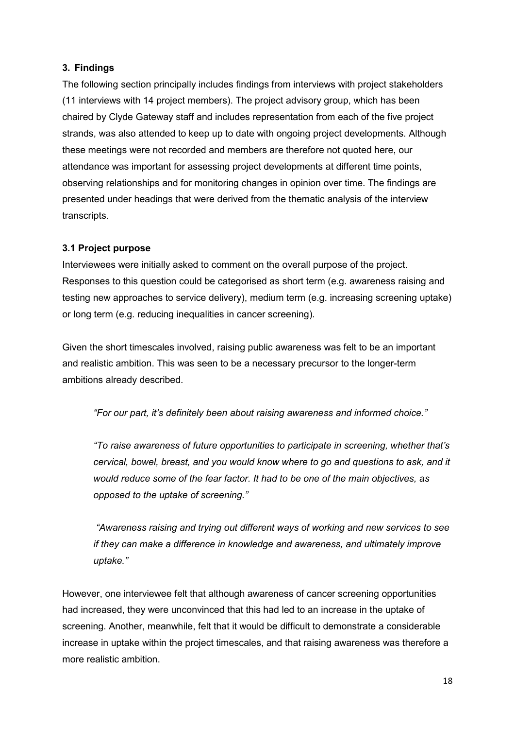## 3. Findings

The following section principally includes findings from interviews with project stakeholders (11 interviews with 14 project members). The project advisory group, which has been chaired by Clyde Gateway staff and includes representation from each of the five project strands, was also attended to keep up to date with ongoing project developments. Although these meetings were not recorded and members are therefore not quoted here, our attendance was important for assessing project developments at different time points, observing relationships and for monitoring changes in opinion over time. The findings are presented under headings that were derived from the thematic analysis of the interview transcripts.

### 3.1 Project purpose

Interviewees were initially asked to comment on the overall purpose of the project. Responses to this question could be categorised as short term (e.g. awareness raising and testing new approaches to service delivery), medium term (e.g. increasing screening uptake) or long term (e.g. reducing inequalities in cancer screening).

Given the short timescales involved, raising public awareness was felt to be an important and realistic ambition. This was seen to be a necessary precursor to the longer-term ambitions already described.

> *"For our part, it's definitely been about raising awareness and informed choice."*

> *"To raise awareness of future opportunities to participate in screening, whether that's cervical, bowel, breast, and you would know where to go and questions to ask, and it would reduce some of the fear factor. It had to be one of the main objectives, as opposed to the uptake of screening."*

> *"Awareness raising and trying out different ways of working and new services to see if they can make a difference in knowledge and awareness, and ultimately improve uptake."*

However, one interviewee felt that although awareness of cancer screening opportunities had increased, they were unconvinced that this had led to an increase in the uptake of screening. Another, meanwhile, felt that it would be difficult to demonstrate a considerable increase in uptake within the project timescales, and that raising awareness was therefore a more realistic ambition.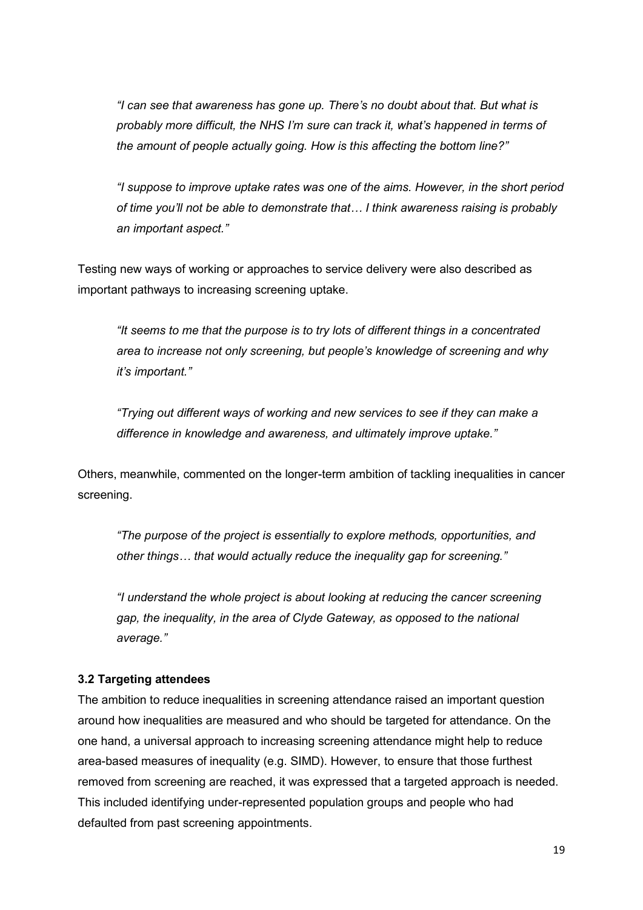*"I can see that awareness has gone up. There's no doubt about that. But what is probably more difficult, the NHS I'm sure can track it, what's happened in terms of the amount of people actually going. How is this affecting the bottom line?"*

*"I suppose to improve uptake rates was one of the aims. However, in the short period of time you'll not be able to demonstrate that… I think awareness raising is probably an important aspect."*

Testing new ways of working or approaches to service delivery were also described as important pathways to increasing screening uptake.

*"It seems to me that the purpose is to try lots of different things in a concentrated area to increase not only screening, but people's knowledge of screening and why it's important."*

*"Trying out different ways of working and new services to see if they can make a difference in knowledge and awareness, and ultimately improve uptake."*

Others, meanwhile, commented on the longer-term ambition of tackling inequalities in cancer screening.

*"The purpose of the project is essentially to explore methods, opportunities, and other things… that would actually reduce the inequality gap for screening."*

*"I understand the whole project is about looking at reducing the cancer screening gap, the inequality, in the area of Clyde Gateway, as opposed to the national average."*

### 3.2 Targeting attendees

The ambition to reduce inequalities in screening attendance raised an important question around how inequalities are measured and who should be targeted for attendance. On the one hand, a universal approach to increasing screening attendance might help to reduce area-based measures of inequality (e.g. SIMD). However, to ensure that those furthest removed from screening are reached, it was expressed that a targeted approach is needed. This included identifying under-represented population groups and people who had defaulted from past screening appointments.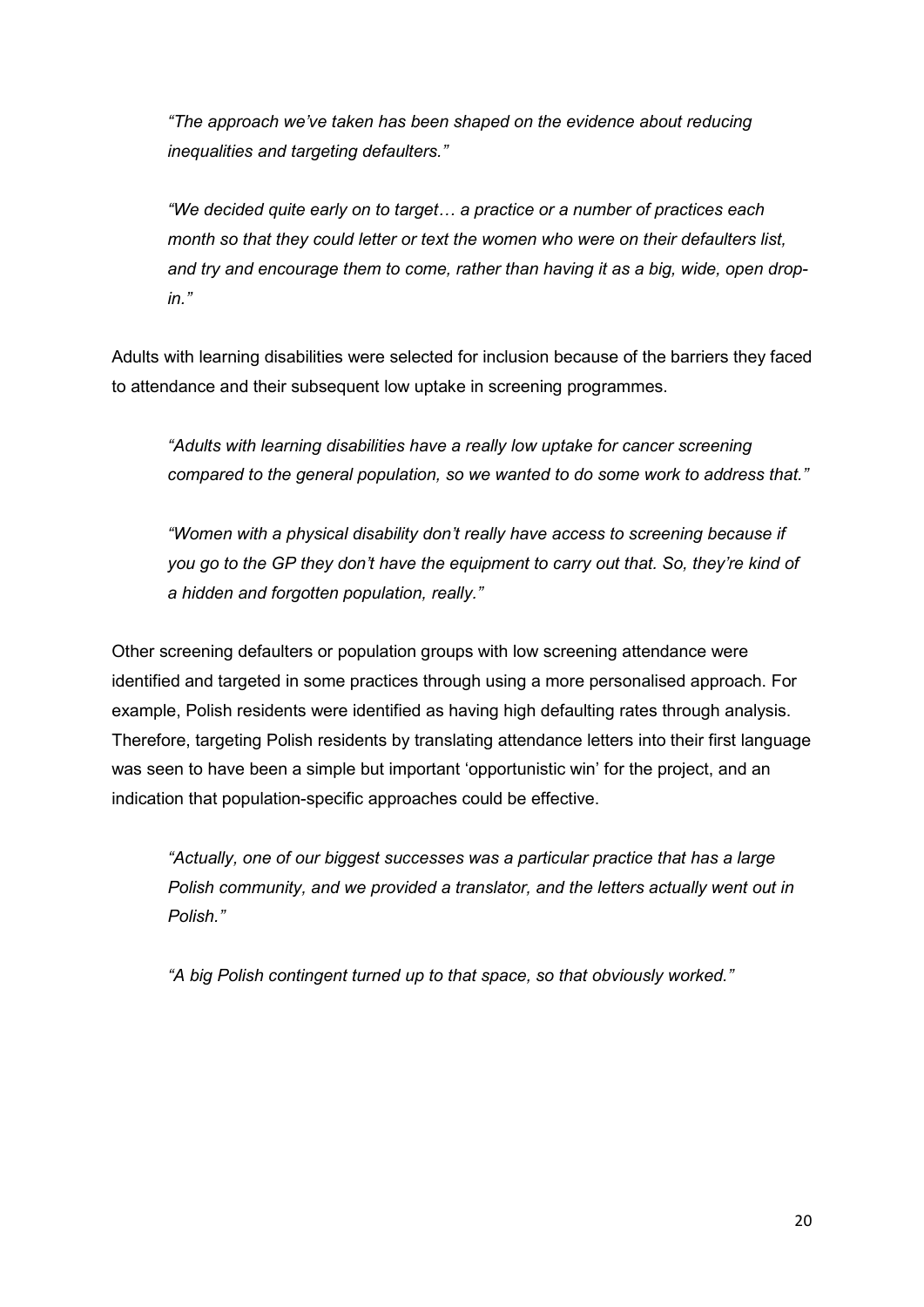> *"The approach we've taken has been shaped on the evidence about reducing inequalities and targeting defaulters."*

> *"We decided quite early on to target… a practice or a number of practices each month so that they could letter or text the women who were on their defaulters list, and try and encourage them to come, rather than having it as a big, wide, open drop-in."*

Adults with learning disabilities were selected for inclusion because of the barriers they faced to attendance and their subsequent low uptake in screening programmes.

> *"Adults with learning disabilities have a really low uptake for cancer screening compared to the general population, so we wanted to do some work to address that."*

> *"Women with a physical disability don't really have access to screening because if you go to the GP they don't have the equipment to carry out that. So, they're kind of a hidden and forgotten population, really."*

Other screening defaulters or population groups with low screening attendance were identified and targeted in some practices through using a more personalised approach. For example, Polish residents were identified as having high defaulting rates through analysis. Therefore, targeting Polish residents by translating attendance letters into their first language was seen to have been a simple but important 'opportunistic win' for the project, and an indication that population-specific approaches could be effective.

> *"Actually, one of our biggest successes was a particular practice that has a large Polish community, and we provided a translator, and the letters actually went out in Polish."*

> *"A big Polish contingent turned up to that space, so that obviously worked."*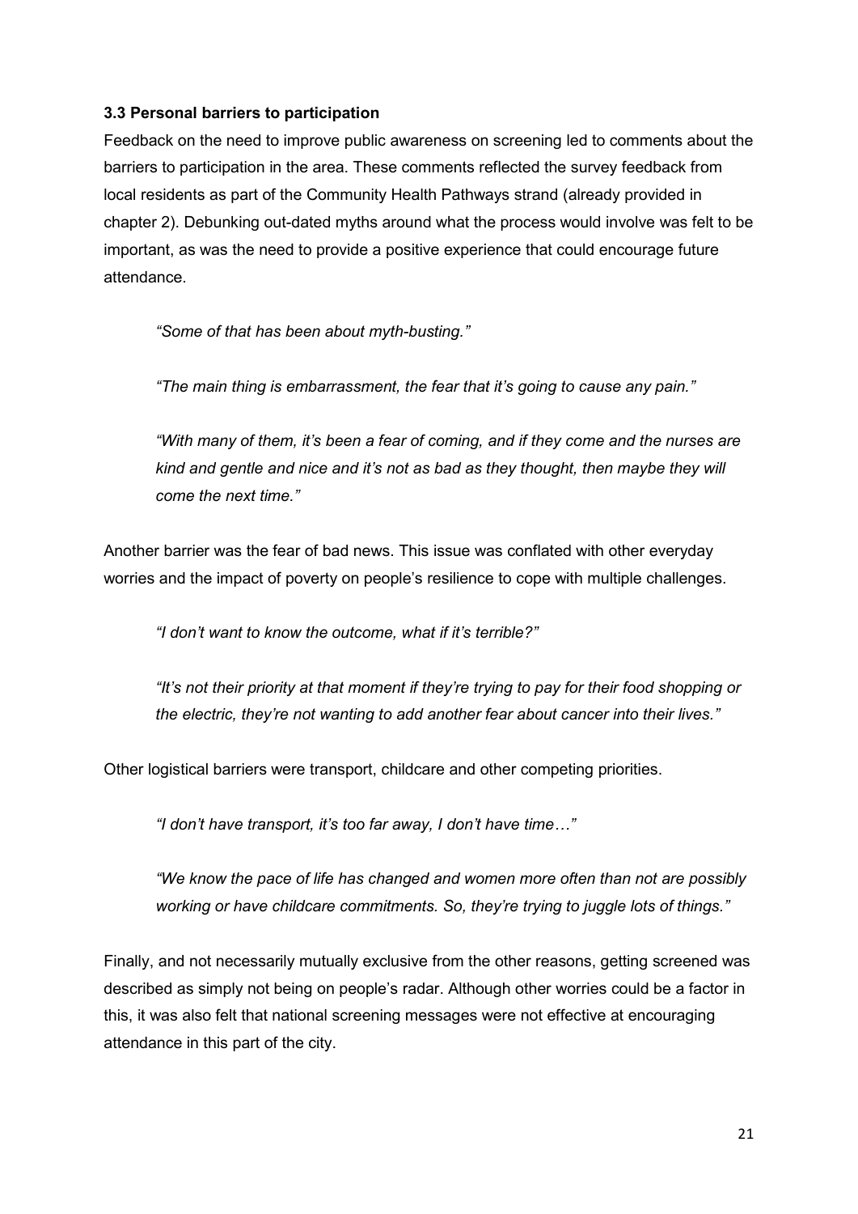### 3.3 Personal barriers to participation

Feedback on the need to improve public awareness on screening led to comments about the barriers to participation in the area. These comments reflected the survey feedback from local residents as part of the Community Health Pathways strand (already provided in chapter 2). Debunking out-dated myths around what the process would involve was felt to be important, as was the need to provide a positive experience that could encourage future attendance.

> *"Some of that has been about myth-busting."*
>
> *"The main thing is embarrassment, the fear that it's going to cause any pain."*
>
> *"With many of them, it's been a fear of coming, and if they come and the nurses are kind and gentle and nice and it's not as bad as they thought, then maybe they will come the next time."*

Another barrier was the fear of bad news. This issue was conflated with other everyday worries and the impact of poverty on people's resilience to cope with multiple challenges.

> *"I don't want to know the outcome, what if it's terrible?"*
>
> *"It's not their priority at that moment if they're trying to pay for their food shopping or the electric, they're not wanting to add another fear about cancer into their lives."*

Other logistical barriers were transport, childcare and other competing priorities.

> *"I don't have transport, it's too far away, I don't have time…"*
>
> *"We know the pace of life has changed and women more often than not are possibly working or have childcare commitments. So, they're trying to juggle lots of things."*

Finally, and not necessarily mutually exclusive from the other reasons, getting screened was described as simply not being on people's radar. Although other worries could be a factor in this, it was also felt that national screening messages were not effective at encouraging attendance in this part of the city.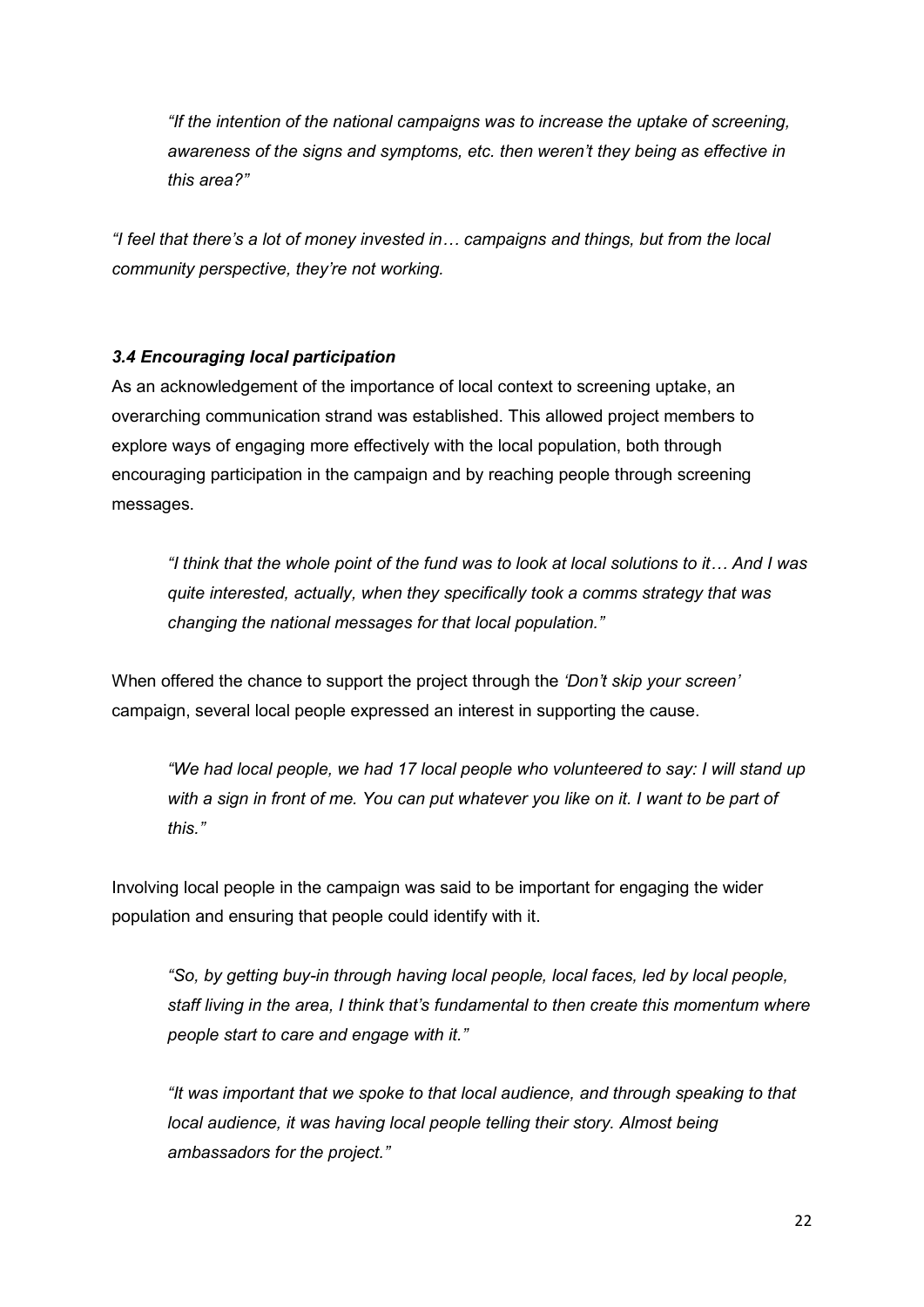> *"If the intention of the national campaigns was to increase the uptake of screening, awareness of the signs and symptoms, etc. then weren't they being as effective in this area?"*

*"I feel that there's a lot of money invested in… campaigns and things, but from the local community perspective, they're not working.*

### *3.4 Encouraging local participation*

As an acknowledgement of the importance of local context to screening uptake, an overarching communication strand was established. This allowed project members to explore ways of engaging more effectively with the local population, both through encouraging participation in the campaign and by reaching people through screening messages.

> *"I think that the whole point of the fund was to look at local solutions to it… And I was quite interested, actually, when they specifically took a comms strategy that was changing the national messages for that local population."*

When offered the chance to support the project through the *'Don't skip your screen'* campaign, several local people expressed an interest in supporting the cause.

> *"We had local people, we had 17 local people who volunteered to say: I will stand up with a sign in front of me. You can put whatever you like on it. I want to be part of this."*

Involving local people in the campaign was said to be important for engaging the wider population and ensuring that people could identify with it.

> *"So, by getting buy-in through having local people, local faces, led by local people, staff living in the area, I think that's fundamental to then create this momentum where people start to care and engage with it."*

> *"It was important that we spoke to that local audience, and through speaking to that local audience, it was having local people telling their story. Almost being ambassadors for the project."*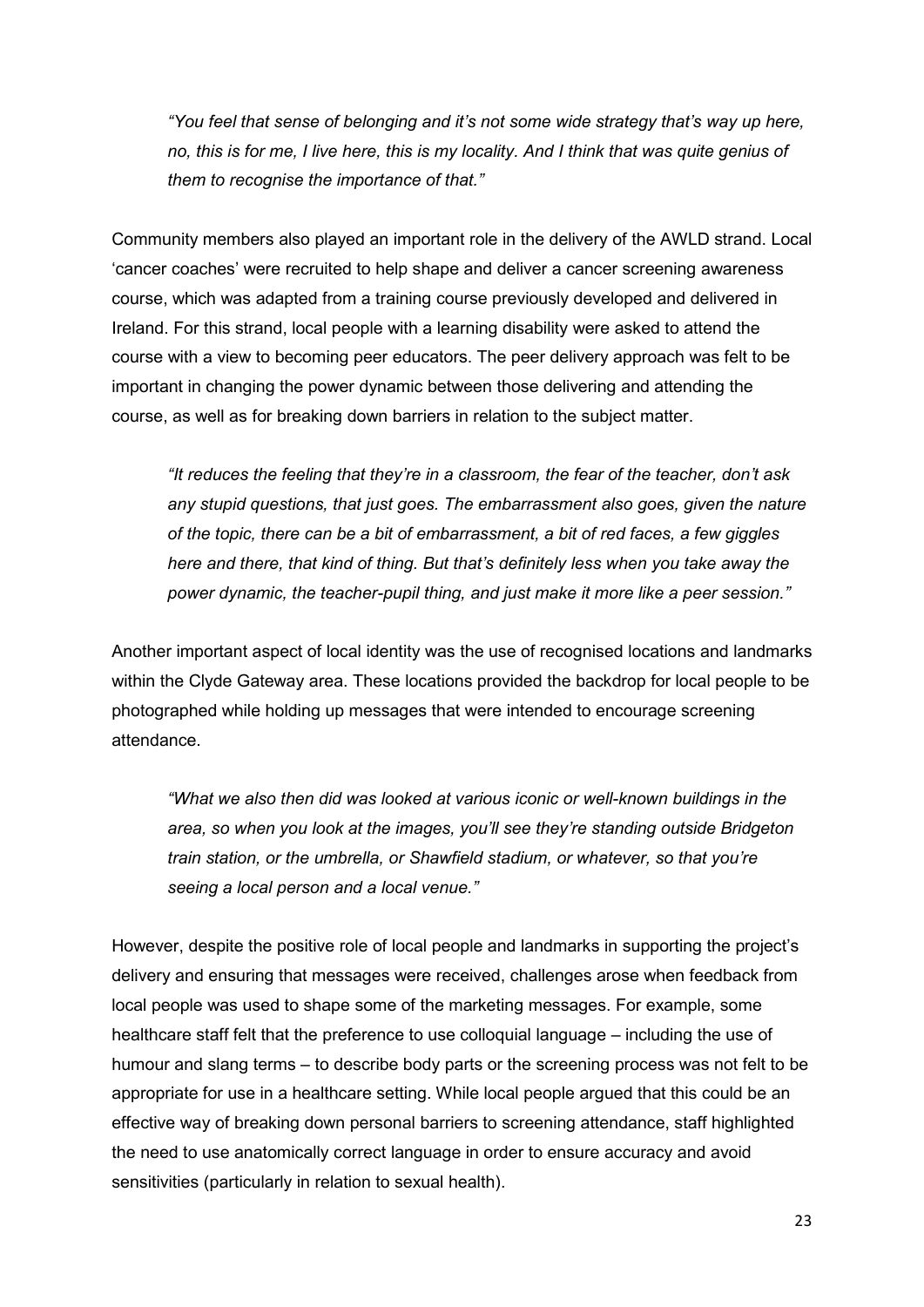*"You feel that sense of belonging and it's not some wide strategy that's way up here, no, this is for me, I live here, this is my locality. And I think that was quite genius of them to recognise the importance of that."*

Community members also played an important role in the delivery of the AWLD strand. Local 'cancer coaches' were recruited to help shape and deliver a cancer screening awareness course, which was adapted from a training course previously developed and delivered in Ireland. For this strand, local people with a learning disability were asked to attend the course with a view to becoming peer educators. The peer delivery approach was felt to be important in changing the power dynamic between those delivering and attending the course, as well as for breaking down barriers in relation to the subject matter.

*"It reduces the feeling that they're in a classroom, the fear of the teacher, don't ask any stupid questions, that just goes. The embarrassment also goes, given the nature of the topic, there can be a bit of embarrassment, a bit of red faces, a few giggles here and there, that kind of thing. But that's definitely less when you take away the power dynamic, the teacher-pupil thing, and just make it more like a peer session."*

Another important aspect of local identity was the use of recognised locations and landmarks within the Clyde Gateway area. These locations provided the backdrop for local people to be photographed while holding up messages that were intended to encourage screening attendance.

*"What we also then did was looked at various iconic or well-known buildings in the area, so when you look at the images, you'll see they're standing outside Bridgeton train station, or the umbrella, or Shawfield stadium, or whatever, so that you're seeing a local person and a local venue."*

However, despite the positive role of local people and landmarks in supporting the project's delivery and ensuring that messages were received, challenges arose when feedback from local people was used to shape some of the marketing messages. For example, some healthcare staff felt that the preference to use colloquial language – including the use of humour and slang terms – to describe body parts or the screening process was not felt to be appropriate for use in a healthcare setting. While local people argued that this could be an effective way of breaking down personal barriers to screening attendance, staff highlighted the need to use anatomically correct language in order to ensure accuracy and avoid sensitivities (particularly in relation to sexual health).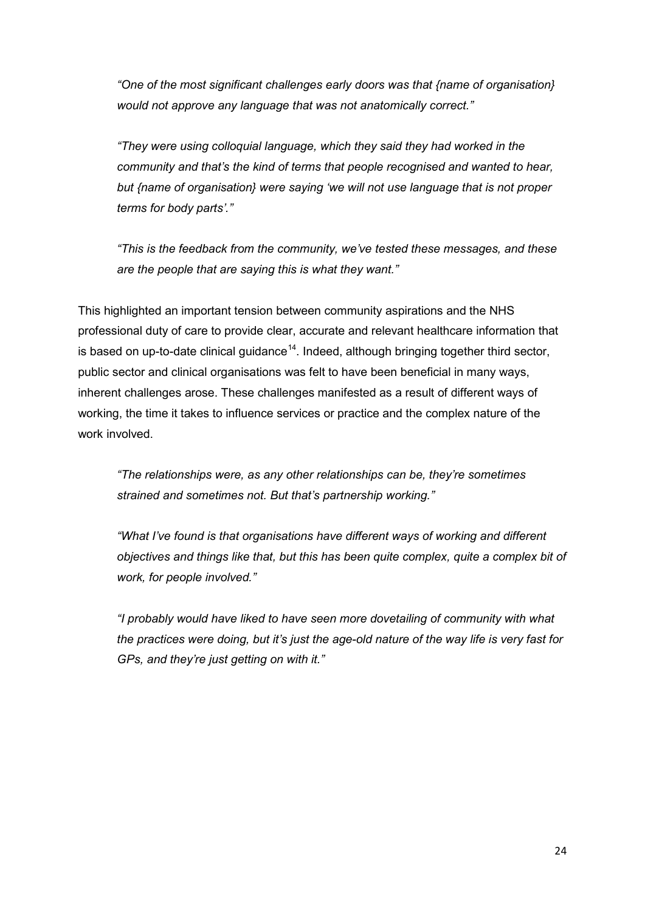*"One of the most significant challenges early doors was that {name of organisation} would not approve any language that was not anatomically correct."*

*"They were using colloquial language, which they said they had worked in the community and that's the kind of terms that people recognised and wanted to hear, but {name of organisation} were saying 'we will not use language that is not proper terms for body parts'."*

*"This is the feedback from the community, we've tested these messages, and these are the people that are saying this is what they want."*

This highlighted an important tension between community aspirations and the NHS professional duty of care to provide clear, accurate and relevant healthcare information that is based on up-to-date clinical guidance[14]. Indeed, although bringing together third sector, public sector and clinical organisations was felt to have been beneficial in many ways, inherent challenges arose. These challenges manifested as a result of different ways of working, the time it takes to influence services or practice and the complex nature of the work involved.

*"The relationships were, as any other relationships can be, they're sometimes strained and sometimes not. But that's partnership working."*

*"What I've found is that organisations have different ways of working and different objectives and things like that, but this has been quite complex, quite a complex bit of work, for people involved."*

*"I probably would have liked to have seen more dovetailing of community with what the practices were doing, but it's just the age-old nature of the way life is very fast for GPs, and they're just getting on with it."*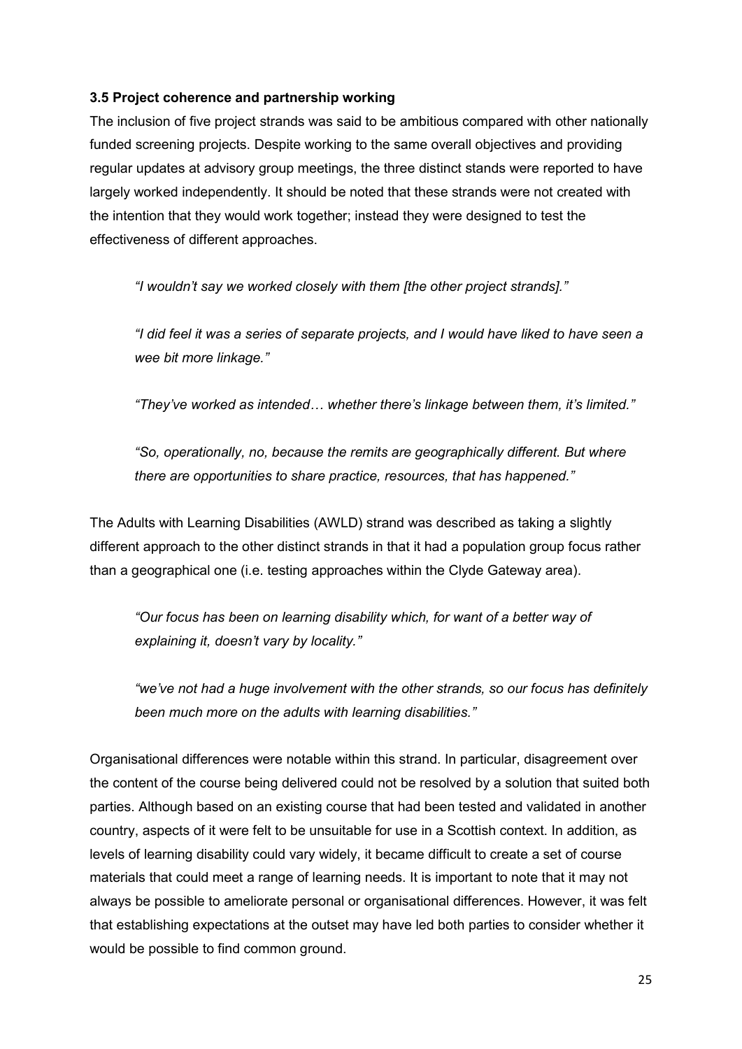### 3.5 Project coherence and partnership working

The inclusion of five project strands was said to be ambitious compared with other nationally funded screening projects. Despite working to the same overall objectives and providing regular updates at advisory group meetings, the three distinct stands were reported to have largely worked independently. It should be noted that these strands were not created with the intention that they would work together; instead they were designed to test the effectiveness of different approaches.

*"I wouldn't say we worked closely with them [the other project strands]."*

*"I did feel it was a series of separate projects, and I would have liked to have seen a wee bit more linkage."*

*"They've worked as intended… whether there's linkage between them, it's limited."*

*"So, operationally, no, because the remits are geographically different. But where there are opportunities to share practice, resources, that has happened."*

The Adults with Learning Disabilities (AWLD) strand was described as taking a slightly different approach to the other distinct strands in that it had a population group focus rather than a geographical one (i.e. testing approaches within the Clyde Gateway area).

*"Our focus has been on learning disability which, for want of a better way of explaining it, doesn't vary by locality."*

*"we've not had a huge involvement with the other strands, so our focus has definitely been much more on the adults with learning disabilities."*

Organisational differences were notable within this strand. In particular, disagreement over the content of the course being delivered could not be resolved by a solution that suited both parties. Although based on an existing course that had been tested and validated in another country, aspects of it were felt to be unsuitable for use in a Scottish context. In addition, as levels of learning disability could vary widely, it became difficult to create a set of course materials that could meet a range of learning needs. It is important to note that it may not always be possible to ameliorate personal or organisational differences. However, it was felt that establishing expectations at the outset may have led both parties to consider whether it would be possible to find common ground.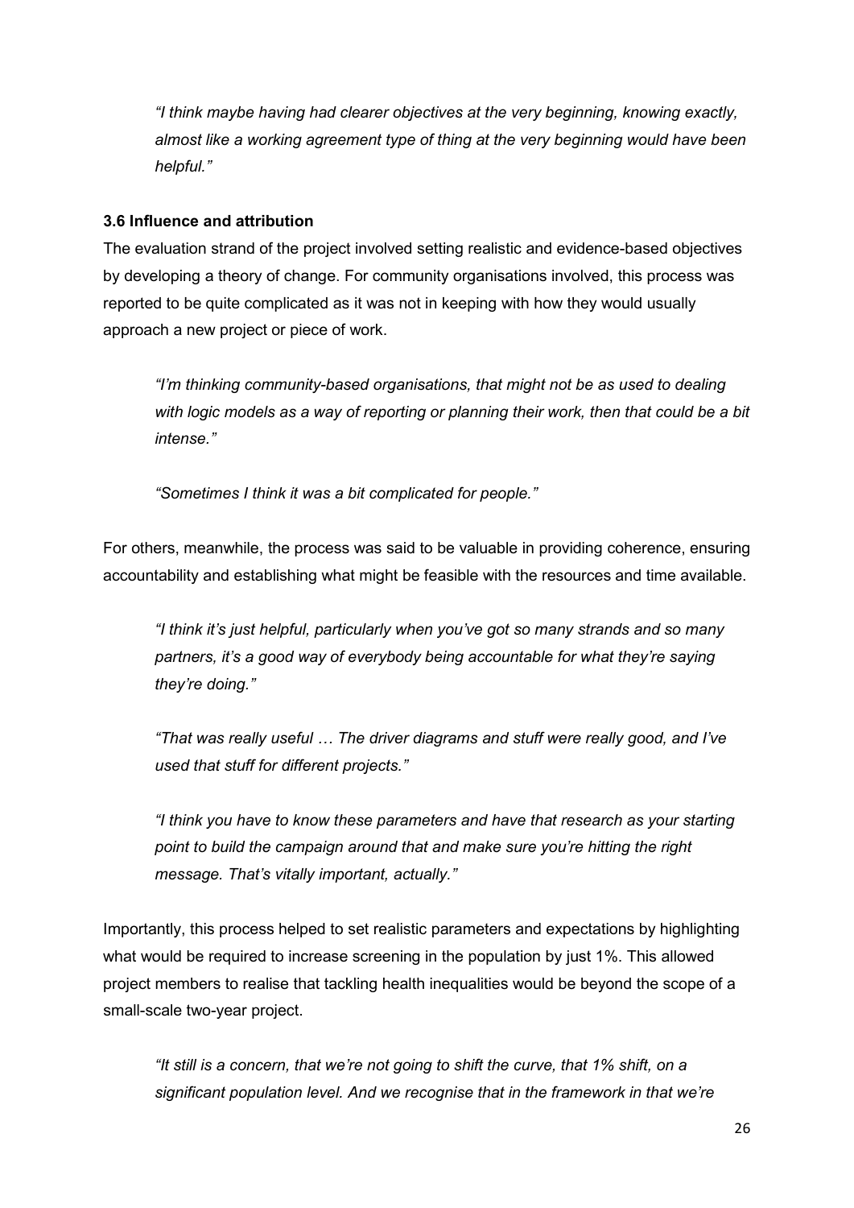*"I think maybe having had clearer objectives at the very beginning, knowing exactly, almost like a working agreement type of thing at the very beginning would have been helpful."*

### 3.6 Influence and attribution

The evaluation strand of the project involved setting realistic and evidence-based objectives by developing a theory of change. For community organisations involved, this process was reported to be quite complicated as it was not in keeping with how they would usually approach a new project or piece of work.

> *"I'm thinking community-based organisations, that might not be as used to dealing with logic models as a way of reporting or planning their work, then that could be a bit intense."*

> *"Sometimes I think it was a bit complicated for people."*

For others, meanwhile, the process was said to be valuable in providing coherence, ensuring accountability and establishing what might be feasible with the resources and time available.

> *"I think it's just helpful, particularly when you've got so many strands and so many partners, it's a good way of everybody being accountable for what they're saying they're doing."*

> *"That was really useful … The driver diagrams and stuff were really good, and I've used that stuff for different projects."*

> *"I think you have to know these parameters and have that research as your starting point to build the campaign around that and make sure you're hitting the right message. That's vitally important, actually."*

Importantly, this process helped to set realistic parameters and expectations by highlighting what would be required to increase screening in the population by just 1%. This allowed project members to realise that tackling health inequalities would be beyond the scope of a small-scale two-year project.

> *"It still is a concern, that we're not going to shift the curve, that 1% shift, on a significant population level. And we recognise that in the framework in that we're*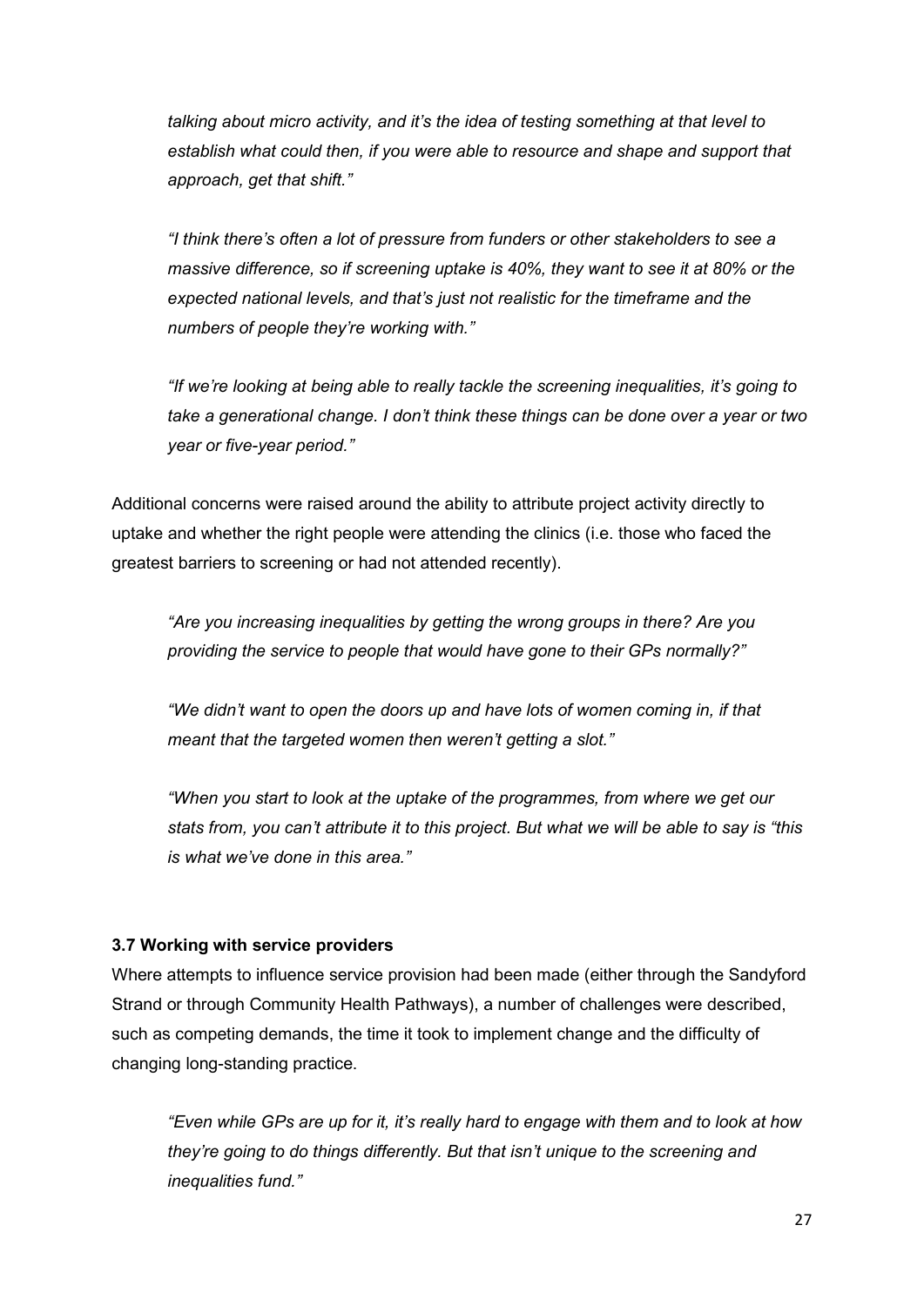*talking about micro activity, and it's the idea of testing something at that level to establish what could then, if you were able to resource and shape and support that approach, get that shift."*

*"I think there's often a lot of pressure from funders or other stakeholders to see a massive difference, so if screening uptake is 40%, they want to see it at 80% or the expected national levels, and that's just not realistic for the timeframe and the numbers of people they're working with."*

*"If we're looking at being able to really tackle the screening inequalities, it's going to take a generational change. I don't think these things can be done over a year or two year or five-year period."*

Additional concerns were raised around the ability to attribute project activity directly to uptake and whether the right people were attending the clinics (i.e. those who faced the greatest barriers to screening or had not attended recently).

*"Are you increasing inequalities by getting the wrong groups in there? Are you providing the service to people that would have gone to their GPs normally?"*

*"We didn't want to open the doors up and have lots of women coming in, if that meant that the targeted women then weren't getting a slot."*

*"When you start to look at the uptake of the programmes, from where we get our stats from, you can't attribute it to this project. But what we will be able to say is "this is what we've done in this area."*

### 3.7 Working with service providers

Where attempts to influence service provision had been made (either through the Sandyford Strand or through Community Health Pathways), a number of challenges were described, such as competing demands, the time it took to implement change and the difficulty of changing long-standing practice.

*"Even while GPs are up for it, it's really hard to engage with them and to look at how they're going to do things differently. But that isn't unique to the screening and inequalities fund."*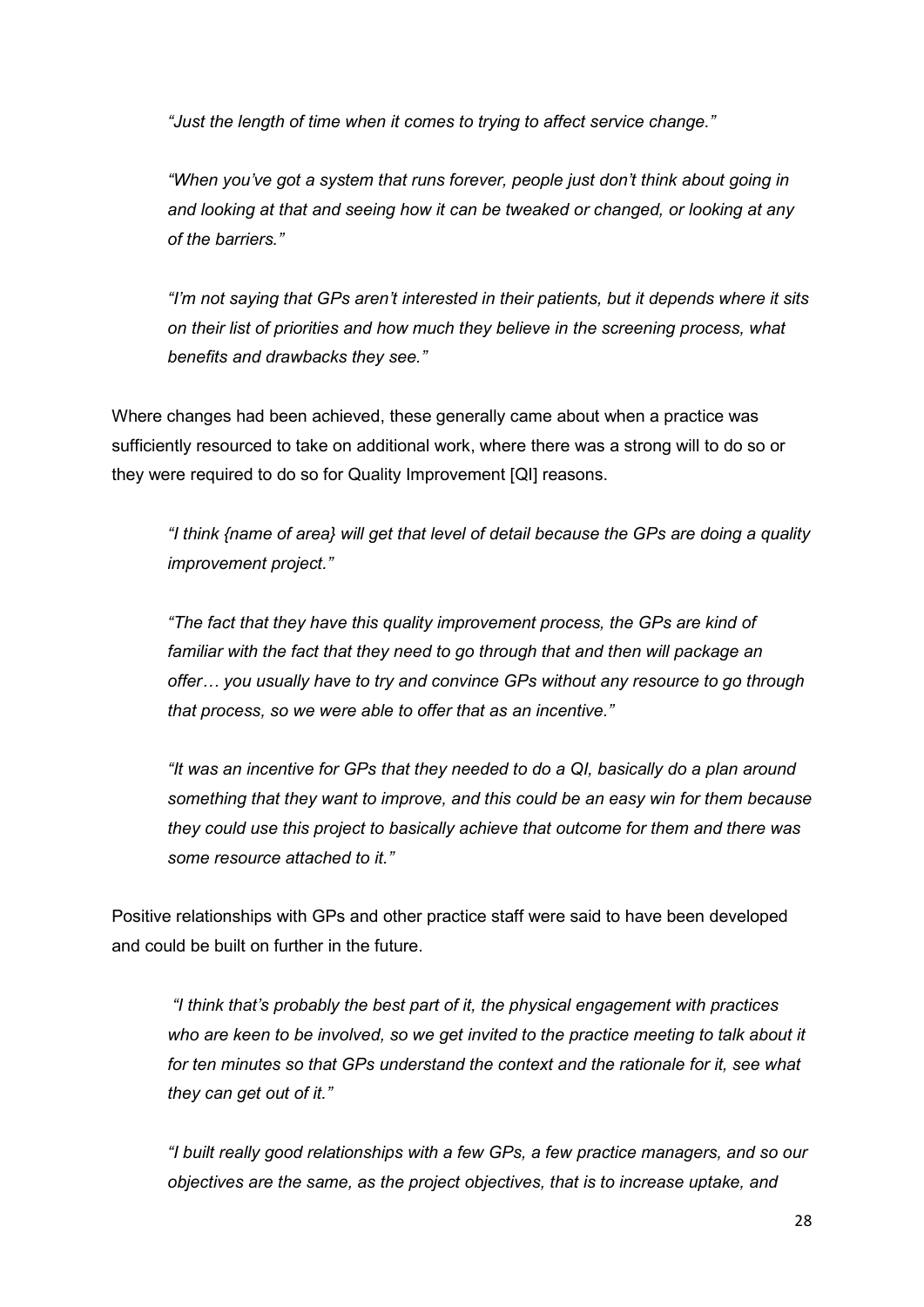*"Just the length of time when it comes to trying to affect service change."*

*"When you've got a system that runs forever, people just don't think about going in and looking at that and seeing how it can be tweaked or changed, or looking at any of the barriers."*

*"I'm not saying that GPs aren't interested in their patients, but it depends where it sits on their list of priorities and how much they believe in the screening process, what benefits and drawbacks they see."*

Where changes had been achieved, these generally came about when a practice was sufficiently resourced to take on additional work, where there was a strong will to do so or they were required to do so for Quality Improvement [QI] reasons.

*"I think {name of area} will get that level of detail because the GPs are doing a quality improvement project."*

*"The fact that they have this quality improvement process, the GPs are kind of familiar with the fact that they need to go through that and then will package an offer… you usually have to try and convince GPs without any resource to go through that process, so we were able to offer that as an incentive."*

*"It was an incentive for GPs that they needed to do a QI, basically do a plan around something that they want to improve, and this could be an easy win for them because they could use this project to basically achieve that outcome for them and there was some resource attached to it."*

Positive relationships with GPs and other practice staff were said to have been developed and could be built on further in the future.

*"I think that's probably the best part of it, the physical engagement with practices who are keen to be involved, so we get invited to the practice meeting to talk about it for ten minutes so that GPs understand the context and the rationale for it, see what they can get out of it."*

*"I built really good relationships with a few GPs, a few practice managers, and so our objectives are the same, as the project objectives, that is to increase uptake, and*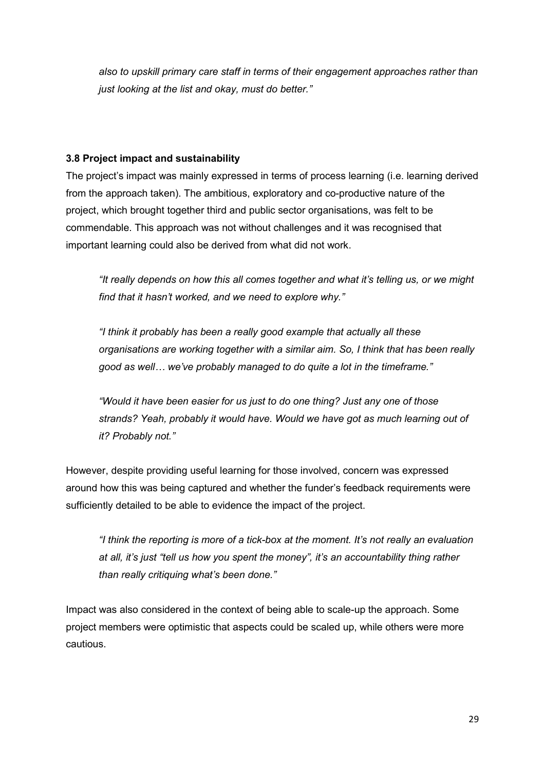*also to upskill primary care staff in terms of their engagement approaches rather than just looking at the list and okay, must do better."*

### 3.8 Project impact and sustainability

The project's impact was mainly expressed in terms of process learning (i.e. learning derived from the approach taken). The ambitious, exploratory and co-productive nature of the project, which brought together third and public sector organisations, was felt to be commendable. This approach was not without challenges and it was recognised that important learning could also be derived from what did not work.

> *"It really depends on how this all comes together and what it's telling us, or we might find that it hasn't worked, and we need to explore why."*

> *"I think it probably has been a really good example that actually all these organisations are working together with a similar aim. So, I think that has been really good as well… we've probably managed to do quite a lot in the timeframe."*

> *"Would it have been easier for us just to do one thing? Just any one of those strands? Yeah, probably it would have. Would we have got as much learning out of it? Probably not."*

However, despite providing useful learning for those involved, concern was expressed around how this was being captured and whether the funder's feedback requirements were sufficiently detailed to be able to evidence the impact of the project.

> *"I think the reporting is more of a tick-box at the moment. It's not really an evaluation at all, it's just "tell us how you spent the money", it's an accountability thing rather than really critiquing what's been done."*

Impact was also considered in the context of being able to scale-up the approach. Some project members were optimistic that aspects could be scaled up, while others were more cautious.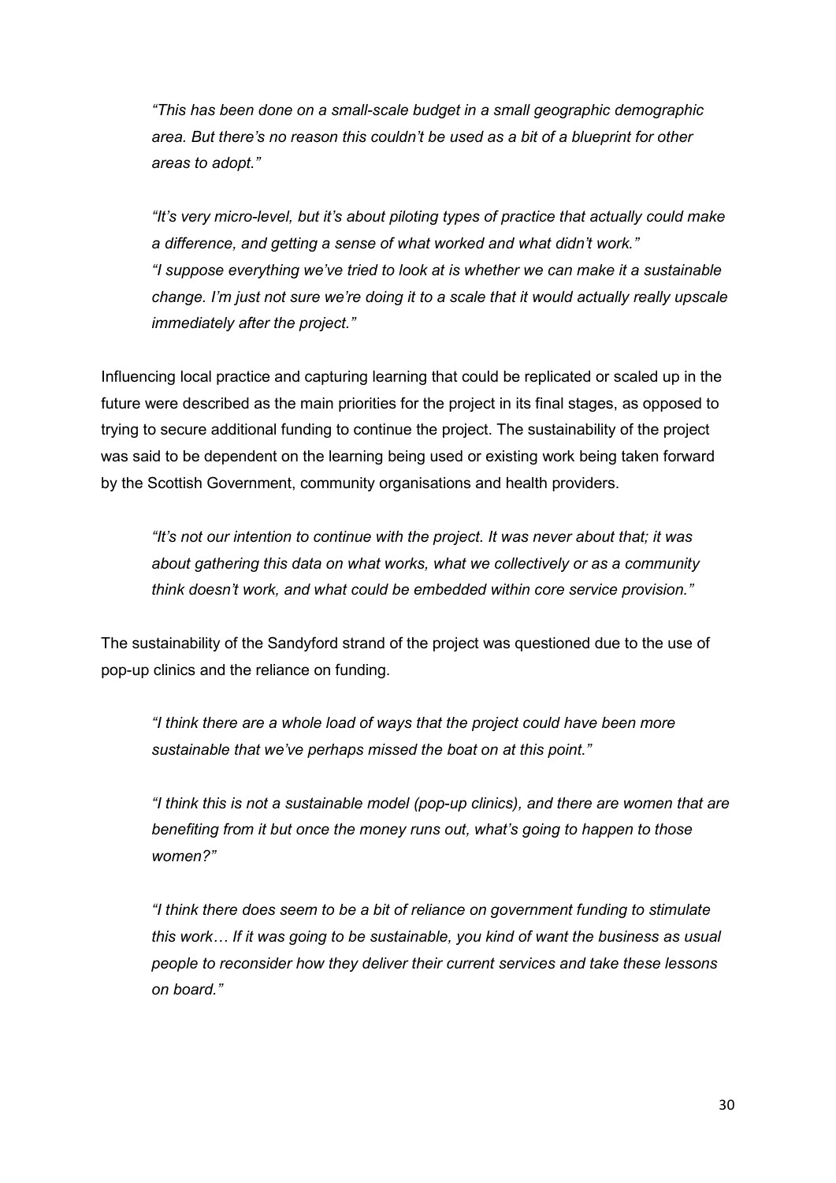*"This has been done on a small-scale budget in a small geographic demographic area. But there's no reason this couldn't be used as a bit of a blueprint for other areas to adopt."*

*"It's very micro-level, but it's about piloting types of practice that actually could make a difference, and getting a sense of what worked and what didn't work."*
*"I suppose everything we've tried to look at is whether we can make it a sustainable change. I'm just not sure we're doing it to a scale that it would actually really upscale immediately after the project."*

Influencing local practice and capturing learning that could be replicated or scaled up in the future were described as the main priorities for the project in its final stages, as opposed to trying to secure additional funding to continue the project. The sustainability of the project was said to be dependent on the learning being used or existing work being taken forward by the Scottish Government, community organisations and health providers.

*"It's not our intention to continue with the project. It was never about that; it was about gathering this data on what works, what we collectively or as a community think doesn't work, and what could be embedded within core service provision."*

The sustainability of the Sandyford strand of the project was questioned due to the use of pop-up clinics and the reliance on funding.

*"I think there are a whole load of ways that the project could have been more sustainable that we've perhaps missed the boat on at this point."*

*"I think this is not a sustainable model (pop-up clinics), and there are women that are benefiting from it but once the money runs out, what's going to happen to those women?"*

*"I think there does seem to be a bit of reliance on government funding to stimulate this work… If it was going to be sustainable, you kind of want the business as usual people to reconsider how they deliver their current services and take these lessons on board."*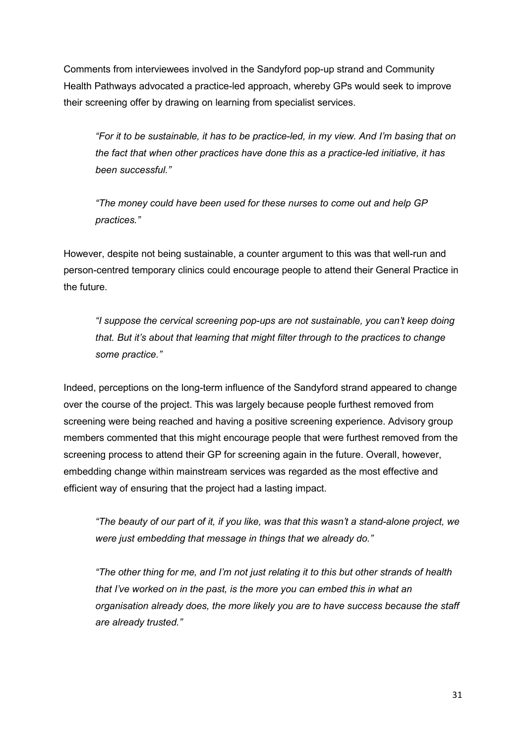Comments from interviewees involved in the Sandyford pop-up strand and Community Health Pathways advocated a practice-led approach, whereby GPs would seek to improve their screening offer by drawing on learning from specialist services.

> *"For it to be sustainable, it has to be practice-led, in my view. And I'm basing that on the fact that when other practices have done this as a practice-led initiative, it has been successful."*

> *"The money could have been used for these nurses to come out and help GP practices."*

However, despite not being sustainable, a counter argument to this was that well-run and person-centred temporary clinics could encourage people to attend their General Practice in the future.

> *"I suppose the cervical screening pop-ups are not sustainable, you can't keep doing that. But it's about that learning that might filter through to the practices to change some practice."*

Indeed, perceptions on the long-term influence of the Sandyford strand appeared to change over the course of the project. This was largely because people furthest removed from screening were being reached and having a positive screening experience. Advisory group members commented that this might encourage people that were furthest removed from the screening process to attend their GP for screening again in the future. Overall, however, embedding change within mainstream services was regarded as the most effective and efficient way of ensuring that the project had a lasting impact.

> *"The beauty of our part of it, if you like, was that this wasn't a stand-alone project, we were just embedding that message in things that we already do."*

> *"The other thing for me, and I'm not just relating it to this but other strands of health that I've worked on in the past, is the more you can embed this in what an organisation already does, the more likely you are to have success because the staff are already trusted."*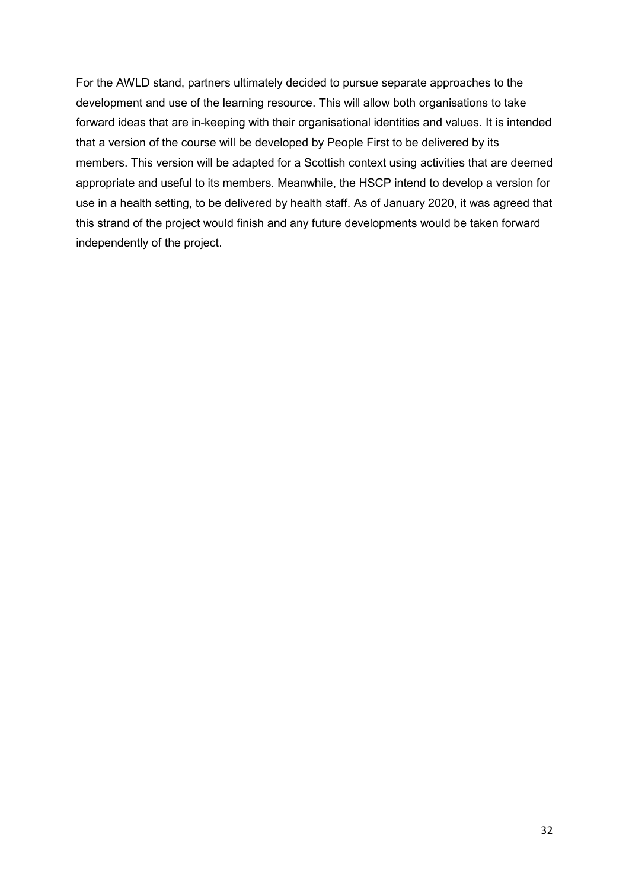For the AWLD stand, partners ultimately decided to pursue separate approaches to the development and use of the learning resource. This will allow both organisations to take forward ideas that are in-keeping with their organisational identities and values. It is intended that a version of the course will be developed by People First to be delivered by its members. This version will be adapted for a Scottish context using activities that are deemed appropriate and useful to its members. Meanwhile, the HSCP intend to develop a version for use in a health setting, to be delivered by health staff. As of January 2020, it was agreed that this strand of the project would finish and any future developments would be taken forward independently of the project.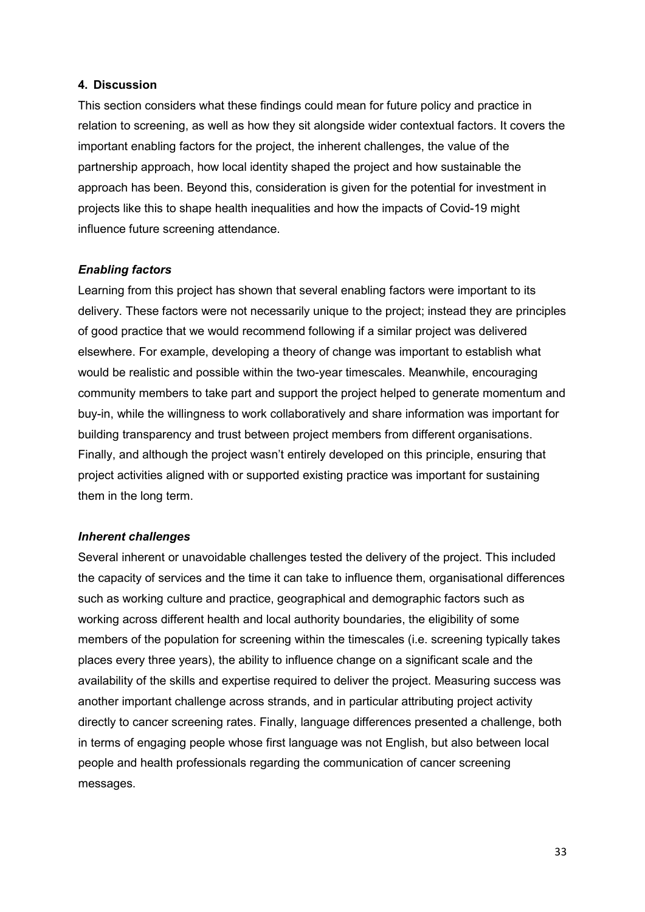## 4. Discussion

This section considers what these findings could mean for future policy and practice in relation to screening, as well as how they sit alongside wider contextual factors. It covers the important enabling factors for the project, the inherent challenges, the value of the partnership approach, how local identity shaped the project and how sustainable the approach has been. Beyond this, consideration is given for the potential for investment in projects like this to shape health inequalities and how the impacts of Covid-19 might influence future screening attendance.

### *Enabling factors*

Learning from this project has shown that several enabling factors were important to its delivery. These factors were not necessarily unique to the project; instead they are principles of good practice that we would recommend following if a similar project was delivered elsewhere. For example, developing a theory of change was important to establish what would be realistic and possible within the two-year timescales. Meanwhile, encouraging community members to take part and support the project helped to generate momentum and buy-in, while the willingness to work collaboratively and share information was important for building transparency and trust between project members from different organisations. Finally, and although the project wasn't entirely developed on this principle, ensuring that project activities aligned with or supported existing practice was important for sustaining them in the long term.

### *Inherent challenges*

Several inherent or unavoidable challenges tested the delivery of the project. This included the capacity of services and the time it can take to influence them, organisational differences such as working culture and practice, geographical and demographic factors such as working across different health and local authority boundaries, the eligibility of some members of the population for screening within the timescales (i.e. screening typically takes places every three years), the ability to influence change on a significant scale and the availability of the skills and expertise required to deliver the project. Measuring success was another important challenge across strands, and in particular attributing project activity directly to cancer screening rates. Finally, language differences presented a challenge, both in terms of engaging people whose first language was not English, but also between local people and health professionals regarding the communication of cancer screening messages.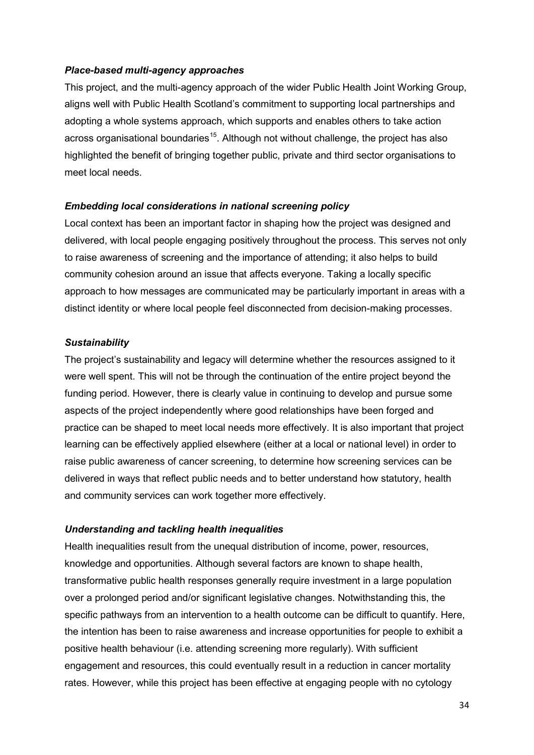*Place-based multi-agency approaches*

This project, and the multi-agency approach of the wider Public Health Joint Working Group, aligns well with Public Health Scotland's commitment to supporting local partnerships and adopting a whole systems approach, which supports and enables others to take action across organisational boundaries[15]. Although not without challenge, the project has also highlighted the benefit of bringing together public, private and third sector organisations to meet local needs.

*Embedding local considerations in national screening policy*

Local context has been an important factor in shaping how the project was designed and delivered, with local people engaging positively throughout the process. This serves not only to raise awareness of screening and the importance of attending; it also helps to build community cohesion around an issue that affects everyone. Taking a locally specific approach to how messages are communicated may be particularly important in areas with a distinct identity or where local people feel disconnected from decision-making processes.

*Sustainability*

The project's sustainability and legacy will determine whether the resources assigned to it were well spent. This will not be through the continuation of the entire project beyond the funding period. However, there is clearly value in continuing to develop and pursue some aspects of the project independently where good relationships have been forged and practice can be shaped to meet local needs more effectively. It is also important that project learning can be effectively applied elsewhere (either at a local or national level) in order to raise public awareness of cancer screening, to determine how screening services can be delivered in ways that reflect public needs and to better understand how statutory, health and community services can work together more effectively.

*Understanding and tackling health inequalities*

Health inequalities result from the unequal distribution of income, power, resources, knowledge and opportunities. Although several factors are known to shape health, transformative public health responses generally require investment in a large population over a prolonged period and/or significant legislative changes. Notwithstanding this, the specific pathways from an intervention to a health outcome can be difficult to quantify. Here, the intention has been to raise awareness and increase opportunities for people to exhibit a positive health behaviour (i.e. attending screening more regularly). With sufficient engagement and resources, this could eventually result in a reduction in cancer mortality rates. However, while this project has been effective at engaging people with no cytology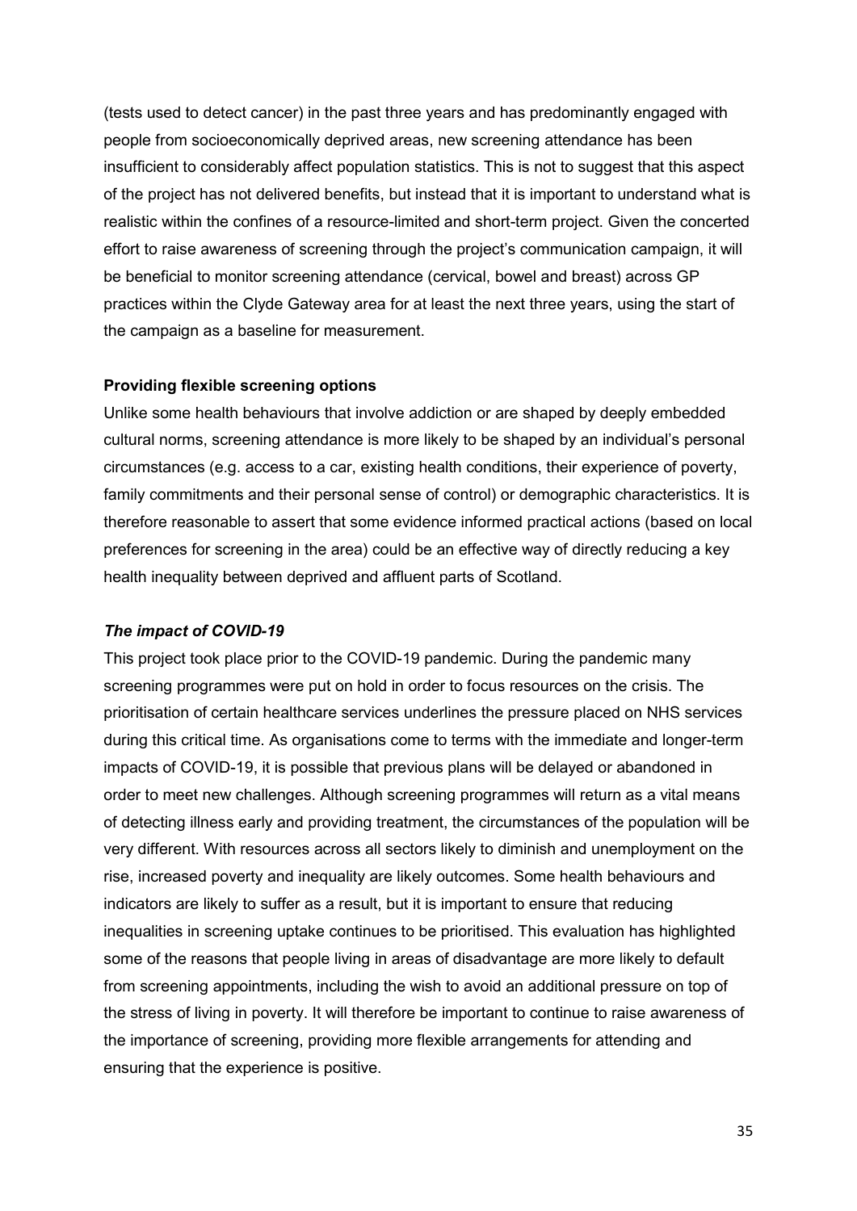(tests used to detect cancer) in the past three years and has predominantly engaged with people from socioeconomically deprived areas, new screening attendance has been insufficient to considerably affect population statistics. This is not to suggest that this aspect of the project has not delivered benefits, but instead that it is important to understand what is realistic within the confines of a resource-limited and short-term project. Given the concerted effort to raise awareness of screening through the project's communication campaign, it will be beneficial to monitor screening attendance (cervical, bowel and breast) across GP practices within the Clyde Gateway area for at least the next three years, using the start of the campaign as a baseline for measurement.

**Providing flexible screening options**

Unlike some health behaviours that involve addiction or are shaped by deeply embedded cultural norms, screening attendance is more likely to be shaped by an individual's personal circumstances (e.g. access to a car, existing health conditions, their experience of poverty, family commitments and their personal sense of control) or demographic characteristics. It is therefore reasonable to assert that some evidence informed practical actions (based on local preferences for screening in the area) could be an effective way of directly reducing a key health inequality between deprived and affluent parts of Scotland.

***The impact of COVID-19***

This project took place prior to the COVID-19 pandemic. During the pandemic many screening programmes were put on hold in order to focus resources on the crisis. The prioritisation of certain healthcare services underlines the pressure placed on NHS services during this critical time. As organisations come to terms with the immediate and longer-term impacts of COVID-19, it is possible that previous plans will be delayed or abandoned in order to meet new challenges. Although screening programmes will return as a vital means of detecting illness early and providing treatment, the circumstances of the population will be very different. With resources across all sectors likely to diminish and unemployment on the rise, increased poverty and inequality are likely outcomes. Some health behaviours and indicators are likely to suffer as a result, but it is important to ensure that reducing inequalities in screening uptake continues to be prioritised. This evaluation has highlighted some of the reasons that people living in areas of disadvantage are more likely to default from screening appointments, including the wish to avoid an additional pressure on top of the stress of living in poverty. It will therefore be important to continue to raise awareness of the importance of screening, providing more flexible arrangements for attending and ensuring that the experience is positive.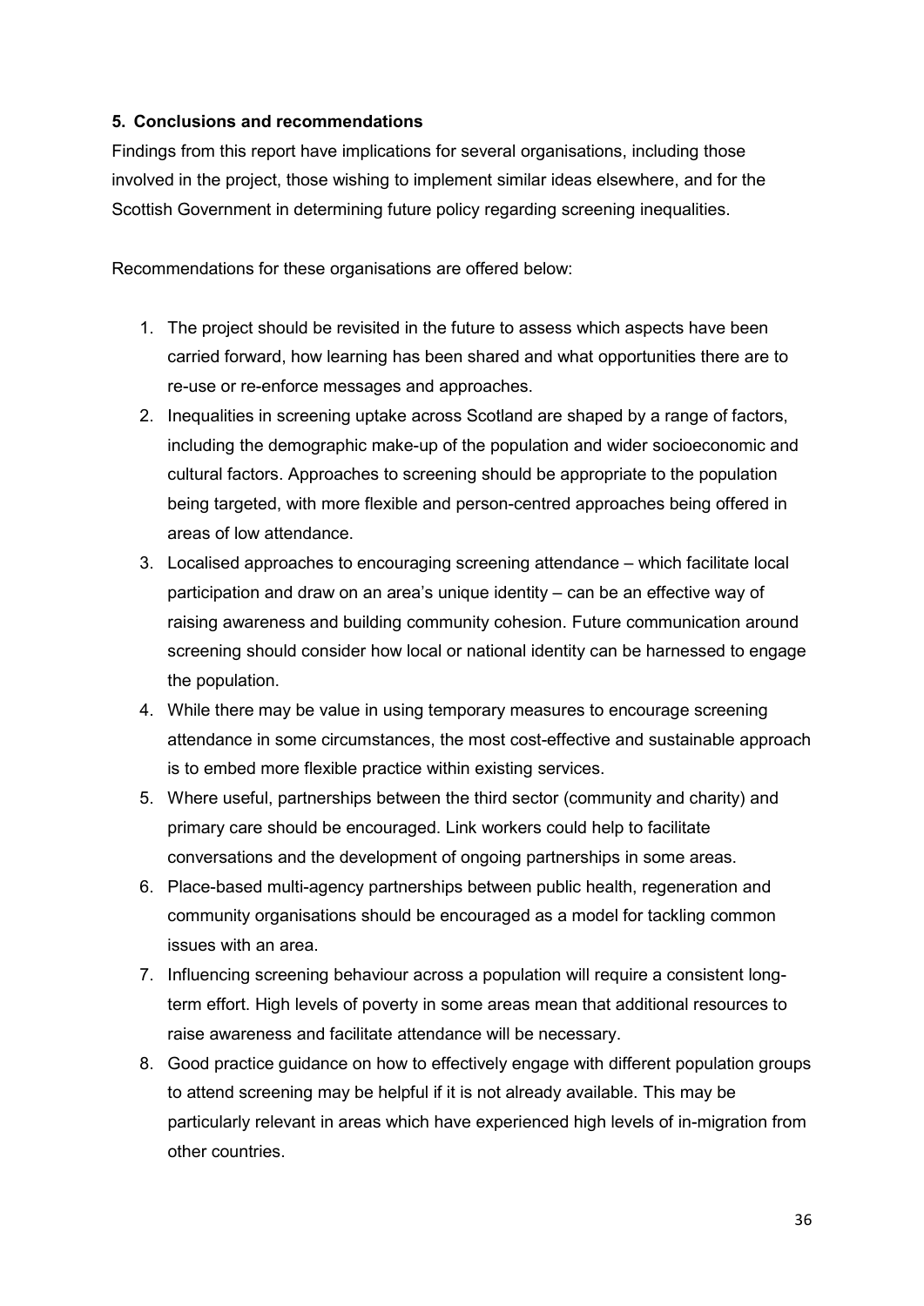### 5. Conclusions and recommendations

Findings from this report have implications for several organisations, including those involved in the project, those wishing to implement similar ideas elsewhere, and for the Scottish Government in determining future policy regarding screening inequalities.

Recommendations for these organisations are offered below:

1. The project should be revisited in the future to assess which aspects have been carried forward, how learning has been shared and what opportunities there are to re-use or re-enforce messages and approaches.
2. Inequalities in screening uptake across Scotland are shaped by a range of factors, including the demographic make-up of the population and wider socioeconomic and cultural factors. Approaches to screening should be appropriate to the population being targeted, with more flexible and person-centred approaches being offered in areas of low attendance.
3. Localised approaches to encouraging screening attendance – which facilitate local participation and draw on an area's unique identity – can be an effective way of raising awareness and building community cohesion. Future communication around screening should consider how local or national identity can be harnessed to engage the population.
4. While there may be value in using temporary measures to encourage screening attendance in some circumstances, the most cost-effective and sustainable approach is to embed more flexible practice within existing services.
5. Where useful, partnerships between the third sector (community and charity) and primary care should be encouraged. Link workers could help to facilitate conversations and the development of ongoing partnerships in some areas.
6. Place-based multi-agency partnerships between public health, regeneration and community organisations should be encouraged as a model for tackling common issues with an area.
7. Influencing screening behaviour across a population will require a consistent long-term effort. High levels of poverty in some areas mean that additional resources to raise awareness and facilitate attendance will be necessary.
8. Good practice guidance on how to effectively engage with different population groups to attend screening may be helpful if it is not already available. This may be particularly relevant in areas which have experienced high levels of in-migration from other countries.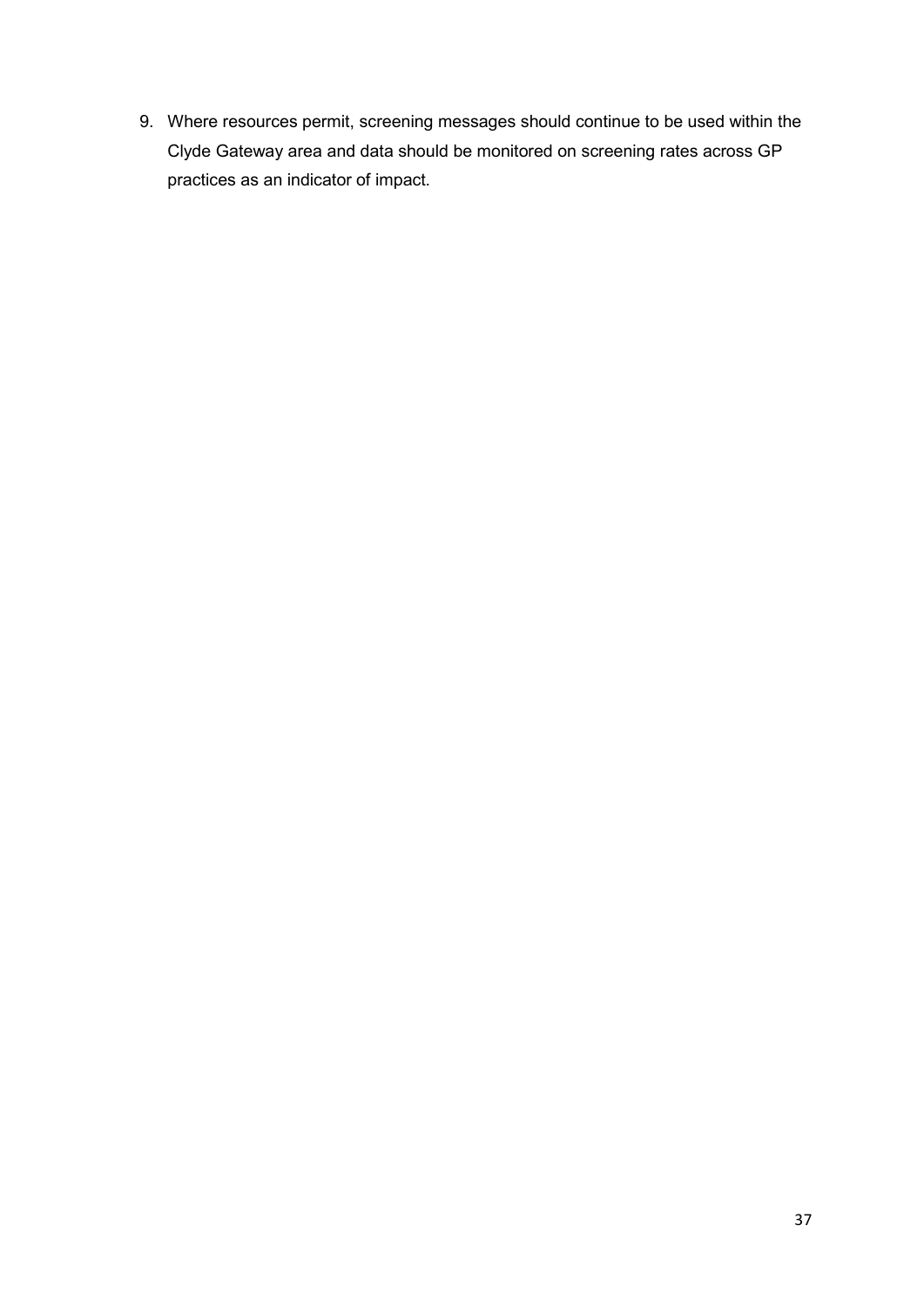9. Where resources permit, screening messages should continue to be used within the Clyde Gateway area and data should be monitored on screening rates across GP practices as an indicator of impact.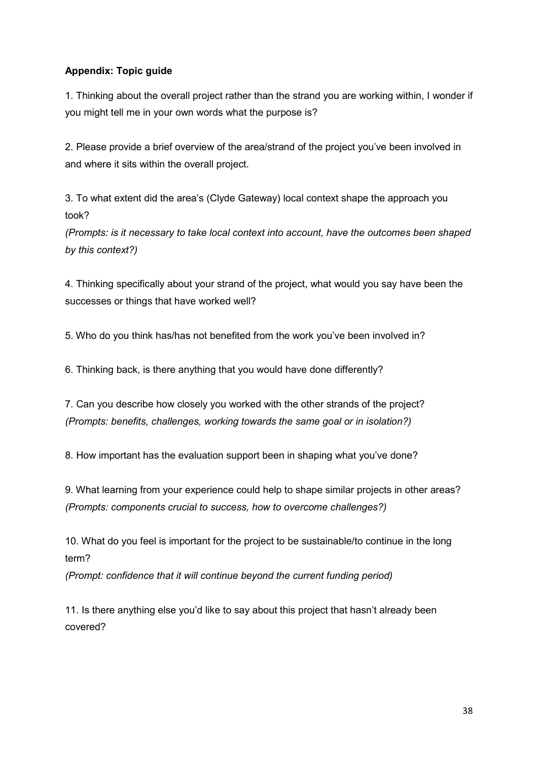**Appendix: Topic guide**

1. Thinking about the overall project rather than the strand you are working within, I wonder if you might tell me in your own words what the purpose is?

2. Please provide a brief overview of the area/strand of the project you've been involved in and where it sits within the overall project.

3. To what extent did the area's (Clyde Gateway) local context shape the approach you took?
*(Prompts: is it necessary to take local context into account, have the outcomes been shaped by this context?)*

4. Thinking specifically about your strand of the project, what would you say have been the successes or things that have worked well?

5. Who do you think has/has not benefited from the work you've been involved in?

6. Thinking back, is there anything that you would have done differently?

7. Can you describe how closely you worked with the other strands of the project?
*(Prompts: benefits, challenges, working towards the same goal or in isolation?)*

8. How important has the evaluation support been in shaping what you've done?

9. What learning from your experience could help to shape similar projects in other areas?
*(Prompts: components crucial to success, how to overcome challenges?)*

10. What do you feel is important for the project to be sustainable/to continue in the long term?
*(Prompt: confidence that it will continue beyond the current funding period)*

11. Is there anything else you'd like to say about this project that hasn't already been covered?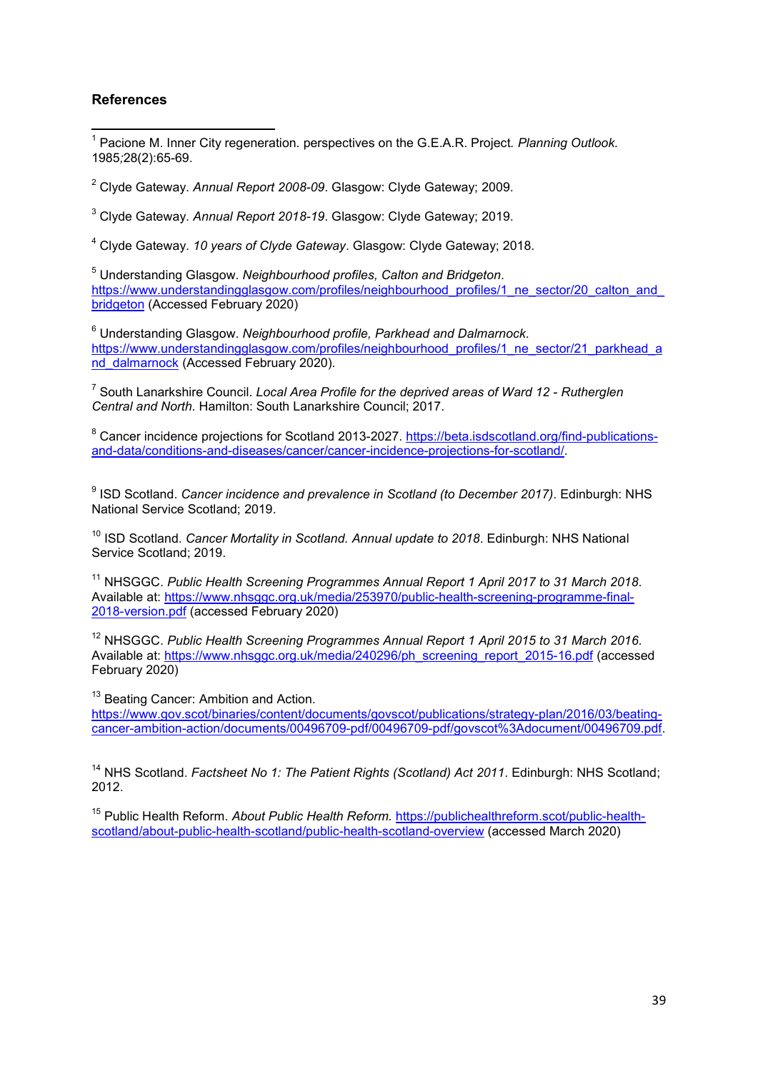**References**

[1] Pacione M. Inner City regeneration. perspectives on the G.E.A.R. Project. *Planning Outlook.* 1985;28(2):65-69.

[2] Clyde Gateway. *Annual Report 2008-09*. Glasgow: Clyde Gateway; 2009.

[3] Clyde Gateway. *Annual Report 2018-19*. Glasgow: Clyde Gateway; 2019.

[4] Clyde Gateway. *10 years of Clyde Gateway*. Glasgow: Clyde Gateway; 2018.

[5] Understanding Glasgow. *Neighbourhood profiles, Calton and Bridgeton*. https://www.understandingglasgow.com/profiles/neighbourhood_profiles/1_ne_sector/20_calton_and_bridgeton (Accessed February 2020)

[6] Understanding Glasgow. *Neighbourhood profile, Parkhead and Dalmarnock*. https://www.understandingglasgow.com/profiles/neighbourhood_profiles/1_ne_sector/21_parkhead_and_dalmarnock (Accessed February 2020).

[7] South Lanarkshire Council. *Local Area Profile for the deprived areas of Ward 12 - Rutherglen Central and North*. Hamilton: South Lanarkshire Council; 2017.

[8] Cancer incidence projections for Scotland 2013-2027. https://beta.isdscotland.org/find-publications-and-data/conditions-and-diseases/cancer/cancer-incidence-projections-for-scotland/.

[9] ISD Scotland. *Cancer incidence and prevalence in Scotland (to December 2017)*. Edinburgh: NHS National Service Scotland; 2019.

[10] ISD Scotland. *Cancer Mortality in Scotland. Annual update to 2018*. Edinburgh: NHS National Service Scotland; 2019.

[11] NHSGGC. *Public Health Screening Programmes Annual Report 1 April 2017 to 31 March 2018.* Available at: https://www.nhsggc.org.uk/media/253970/public-health-screening-programme-final-2018-version.pdf (accessed February 2020)

[12] NHSGGC. *Public Health Screening Programmes Annual Report 1 April 2015 to 31 March 2016.* Available at: https://www.nhsggc.org.uk/media/240296/ph_screening_report_2015-16.pdf (accessed February 2020)

[13] Beating Cancer: Ambition and Action. https://www.gov.scot/binaries/content/documents/govscot/publications/strategy-plan/2016/03/beating-cancer-ambition-action/documents/00496709-pdf/00496709-pdf/govscot%3Adocument/00496709.pdf.

[14] NHS Scotland. *Factsheet No 1: The Patient Rights (Scotland) Act 2011*. Edinburgh: NHS Scotland; 2012.

[15] Public Health Reform. *About Public Health Reform.* https://publichealthreform.scot/public-health-scotland/about-public-health-scotland/public-health-scotland-overview (accessed March 2020)